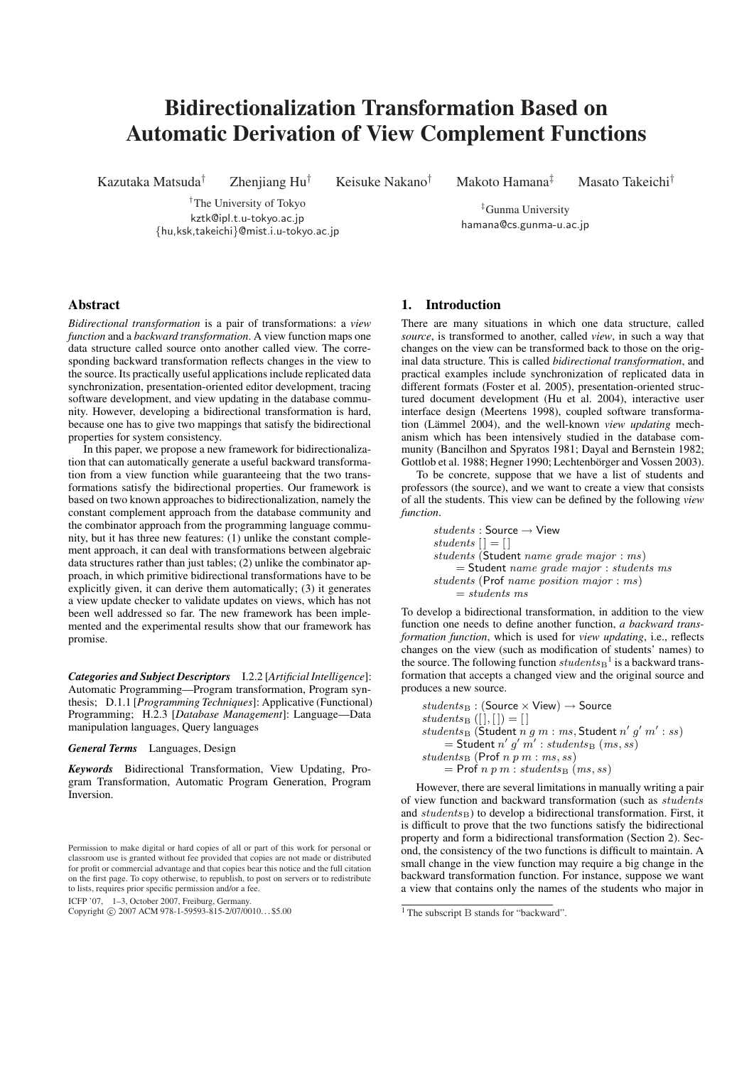# Bidirectionalization Transformation Based on Automatic Derivation of View Complement Functions

Kazutaka Matsuda[†] Zhenjiang Hu[†] Keisuke Nakano[†] Makoto Hamana[‡] Masato Takeichi[†]

[†]The University of Tokyo
kztk@ipl.t.u-tokyo.ac.jp
{hu,ksk,takeichi}@mist.i.u-tokyo.ac.jp

[‡]Gunma University
hamana@cs.gunma-u.ac.jp

## Abstract

*Bidirectional transformation* is a pair of transformations: a *view function* and a *backward transformation*. A view function maps one data structure called source onto another called view. The corresponding backward transformation reflects changes in the view to the source. Its practically useful applications include replicated data synchronization, presentation-oriented editor development, tracing software development, and view updating in the database community. However, developing a bidirectional transformation is hard, because one has to give two mappings that satisfy the bidirectional properties for system consistency.

In this paper, we propose a new framework for bidirectionalization that can automatically generate a useful backward transformation from a view function while guaranteeing that the two transformations satisfy the bidirectional properties. Our framework is based on two known approaches to bidirectionalization, namely the constant complement approach from the database community and the combinator approach from the programming language community, but it has three new features: (1) unlike the constant complement approach, it can deal with transformations between algebraic data structures rather than just tables; (2) unlike the combinator approach, in which primitive bidirectional transformations have to be explicitly given, it can derive them automatically; (3) it generates a view update checker to validate updates on views, which has not been well addressed so far. The new framework has been implemented and the experimental results show that our framework has promise.

***Categories and Subject Descriptors*** I.2.2 [*Artificial Intelligence*]: Automatic Programming—Program transformation, Program synthesis; D.1.1 [*Programming Techniques*]: Applicative (Functional) Programming; H.2.3 [*Database Management*]: Language—Data manipulation languages, Query languages

***General Terms*** Languages, Design

***Keywords*** Bidirectional Transformation, View Updating, Program Transformation, Automatic Program Generation, Program Inversion.

Permission to make digital or hard copies of all or part of this work for personal or classroom use is granted without fee provided that copies are not made or distributed for profit or commercial advantage and that copies bear this notice and the full citation on the first page. To copy otherwise, to republish, to post on servers or to redistribute to lists, requires prior specific permission and/or a fee.

ICFP '07, 1–3, October 2007, Freiburg, Germany.
Copyright © 2007 ACM 978-1-59593-815-2/07/0010... $5.00

## 1. Introduction

There are many situations in which one data structure, called *source*, is transformed to another, called *view*, in such a way that changes on the view can be transformed back to those on the original data structure. This is called *bidirectional transformation*, and practical examples include synchronization of replicated data in different formats (Foster et al. 2005), presentation-oriented structured document development (Hu et al. 2004), interactive user interface design (Meertens 1998), coupled software transformation (Lämmel 2004), and the well-known *view updating* mechanism which has been intensively studied in the database community (Bancilhon and Spyratos 1981; Dayal and Bernstein 1982; Gottlob et al. 1988; Hegner 1990; Lechtenbörger and Vossen 2003).

To be concrete, suppose that we have a list of students and professors (the source), and we want to create a view that consists of all the students. This view can be defined by the following *view function*.

$$
\begin{aligned}
& \mathit{students} : \mathsf{Source} \rightarrow \mathsf{View} \\
& \mathit{students}\ [\,] = [\,] \\
& \mathit{students}\ (\mathsf{Student}\ \mathit{name}\ \mathit{grade}\ \mathit{major} : \mathit{ms}) \\
& \quad = \mathsf{Student}\ \mathit{name}\ \mathit{grade}\ \mathit{major} : \mathit{students}\ \mathit{ms} \\
& \mathit{students}\ (\mathsf{Prof}\ \mathit{name}\ \mathit{position}\ \mathit{major} : \mathit{ms}) \\
& \quad = \mathit{students}\ \mathit{ms}
\end{aligned}
$$

To develop a bidirectional transformation, in addition to the view function one needs to define another function, *a backward transformation function*, which is used for *view updating*, i.e., reflects changes on the view (such as modification of students' names) to the source. The following function $\mathit{students}_{\mathrm{B}}$[1] is a backward transformation that accepts a changed view and the original source and produces a new source.

$$
\begin{aligned}
& \mathit{students}_{\mathrm{B}} : (\mathsf{Source} \times \mathsf{View}) \rightarrow \mathsf{Source} \\
& \mathit{students}_{\mathrm{B}}\ ([\,],[\,]) = [\,] \\
& \mathit{students}_{\mathrm{B}}\ (\mathsf{Student}\ n\ g\ m : \mathit{ms}, \mathsf{Student}\ n'\ g'\ m' : \mathit{ss}) \\
& \quad = \mathsf{Student}\ n'\ g'\ m' : \mathit{students}_{\mathrm{B}}\ (\mathit{ms}, \mathit{ss}) \\
& \mathit{students}_{\mathrm{B}}\ (\mathsf{Prof}\ n\ p\ m : \mathit{ms}, \mathit{ss}) \\
& \quad = \mathsf{Prof}\ n\ p\ m : \mathit{students}_{\mathrm{B}}\ (\mathit{ms}, \mathit{ss})
\end{aligned}
$$

However, there are several limitations in manually writing a pair of view function and backward transformation (such as $\mathit{students}$ and $\mathit{students}_{\mathrm{B}}$) to develop a bidirectional transformation. First, it is difficult to prove that the two functions satisfy the bidirectional property and form a bidirectional transformation (Section 2). Second, the consistency of the two functions is difficult to maintain. A small change in the view function may require a big change in the backward transformation function. For instance, suppose we want a view that contains only the names of the students who major in

[1] The subscript B stands for "backward".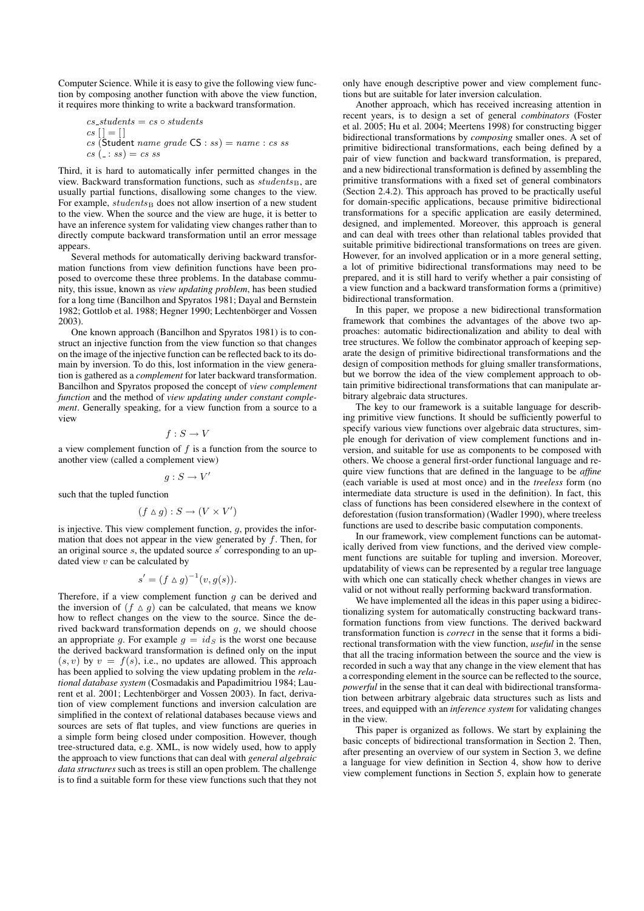Computer Science. While it is easy to give the following view function by composing another function with above the view function, it requires more thinking to write a backward transformation.

$$
\begin{aligned}
&cs\_students = cs \circ students \\
&cs\ [\,] = [\,] \\
&cs\ (\mathsf{Student}\ name\ grade\ \mathsf{CS} : ss) = name : cs\ ss \\
&cs\ (\_ : ss) = cs\ ss
\end{aligned}
$$

Third, it is hard to automatically infer permitted changes in the view. Backward transformation functions, such as $students_{\rm B}$, are usually partial functions, disallowing some changes to the view. For example, $students_{\rm B}$ does not allow insertion of a new student to the view. When the source and the view are huge, it is better to have an inference system for validating view changes rather than to directly compute backward transformation until an error message appears.

Several methods for automatically deriving backward transformation functions from view definition functions have been proposed to overcome these three problems. In the database community, this issue, known as *view updating problem*, has been studied for a long time (Bancilhon and Spyratos 1981; Dayal and Bernstein 1982; Gottlob et al. 1988; Hegner 1990; Lechtenbörger and Vossen 2003).

One known approach (Bancilhon and Spyratos 1981) is to construct an injective function from the view function so that changes on the image of the injective function can be reflected back to its domain by inversion. To do this, lost information in the view generation is gathered as a *complement* for later backward transformation. Bancilhon and Spyratos proposed the concept of *view complement function* and the method of *view updating under constant complement*. Generally speaking, for a view function from a source to a view

$$f : S \to V$$

a view complement function of $f$ is a function from the source to another view (called a complement view)

$$g : S \to V'$$

such that the tupled function

$$(f \vartriangle g) : S \to (V \times V')$$

is injective. This view complement function, $g$, provides the information that does not appear in the view generated by $f$. Then, for an original source $s$, the updated source $s'$ corresponding to an updated view $v$ can be calculated by

$$s' = (f \vartriangle g)^{-1}(v, g(s)).$$

Therefore, if a view complement function $g$ can be derived and the inversion of $(f \vartriangle g)$ can be calculated, that means we know how to reflect changes on the view to the source. Since the derived backward transformation depends on $g$, we should choose an appropriate $g$. For example $g = id_S$ is the worst one because the derived backward transformation is defined only on the input $(s, v)$ by $v = f(s)$, i.e., no updates are allowed. This approach has been applied to solving the view updating problem in the *relational database system* (Cosmadakis and Papadimitriou 1984; Laurent et al. 2001; Lechtenbörger and Vossen 2003). In fact, derivation of view complement functions and inversion calculation are simplified in the context of relational databases because views and sources are sets of flat tuples, and view functions are queries in a simple form being closed under composition. However, though tree-structured data, e.g. XML, is now widely used, how to apply the approach to view functions that can deal with *general algebraic data structures* such as trees is still an open problem. The challenge is to find a suitable form for these view functions such that they not only have enough descriptive power and view complement functions but are suitable for later inversion calculation.

Another approach, which has received increasing attention in recent years, is to design a set of general *combinators* (Foster et al. 2005; Hu et al. 2004; Meertens 1998) for constructing bigger bidirectional transformations by *composing* smaller ones. A set of primitive bidirectional transformations, each being defined by a pair of view function and backward transformation, is prepared, and a new bidirectional transformation is defined by assembling the primitive transformations with a fixed set of general combinators (Section 2.4.2). This approach has proved to be practically useful for domain-specific applications, because primitive bidirectional transformations for a specific application are easily determined, designed, and implemented. Moreover, this approach is general and can deal with trees other than relational tables provided that suitable primitive bidirectional transformations on trees are given. However, for an involved application or in a more general setting, a lot of primitive bidirectional transformations may need to be prepared, and it is still hard to verify whether a pair consisting of a view function and a backward transformation forms a (primitive) bidirectional transformation.

In this paper, we propose a new bidirectional transformation framework that combines the advantages of the above two approaches: automatic bidirectionalization and ability to deal with tree structures. We follow the combinator approach of keeping separate the design of primitive bidirectional transformations and the design of composition methods for gluing smaller transformations, but we borrow the idea of the view complement approach to obtain primitive bidirectional transformations that can manipulate arbitrary algebraic data structures.

The key to our framework is a suitable language for describing primitive view functions. It should be sufficiently powerful to specify various view functions over algebraic data structures, simple enough for derivation of view complement functions and inversion, and suitable for use as components to be composed with others. We choose a general first-order functional language and require view functions that are defined in the language to be *affine* (each variable is used at most once) and in the *treeless* form (no intermediate data structure is used in the definition). In fact, this class of functions has been considered elsewhere in the context of deforestation (fusion transformation) (Wadler 1990), where treeless functions are used to describe basic computation components.

In our framework, view complement functions can be automatically derived from view functions, and the derived view complement functions are suitable for tupling and inversion. Moreover, updatability of views can be represented by a regular tree language with which one can statically check whether changes in views are valid or not without really performing backward transformation.

We have implemented all the ideas in this paper using a bidirectionalizing system for automatically constructing backward transformation functions from view functions. The derived backward transformation function is *correct* in the sense that it forms a bidirectional transformation with the view function, *useful* in the sense that all the tracing information between the source and the view is recorded in such a way that any change in the view element that has a corresponding element in the source can be reflected to the source, *powerful* in the sense that it can deal with bidirectional transformation between arbitrary algebraic data structures such as lists and trees, and equipped with an *inference system* for validating changes in the view.

This paper is organized as follows. We start by explaining the basic concepts of bidirectional transformation in Section 2. Then, after presenting an overview of our system in Section 3, we define a language for view definition in Section 4, show how to derive view complement functions in Section 5, explain how to generate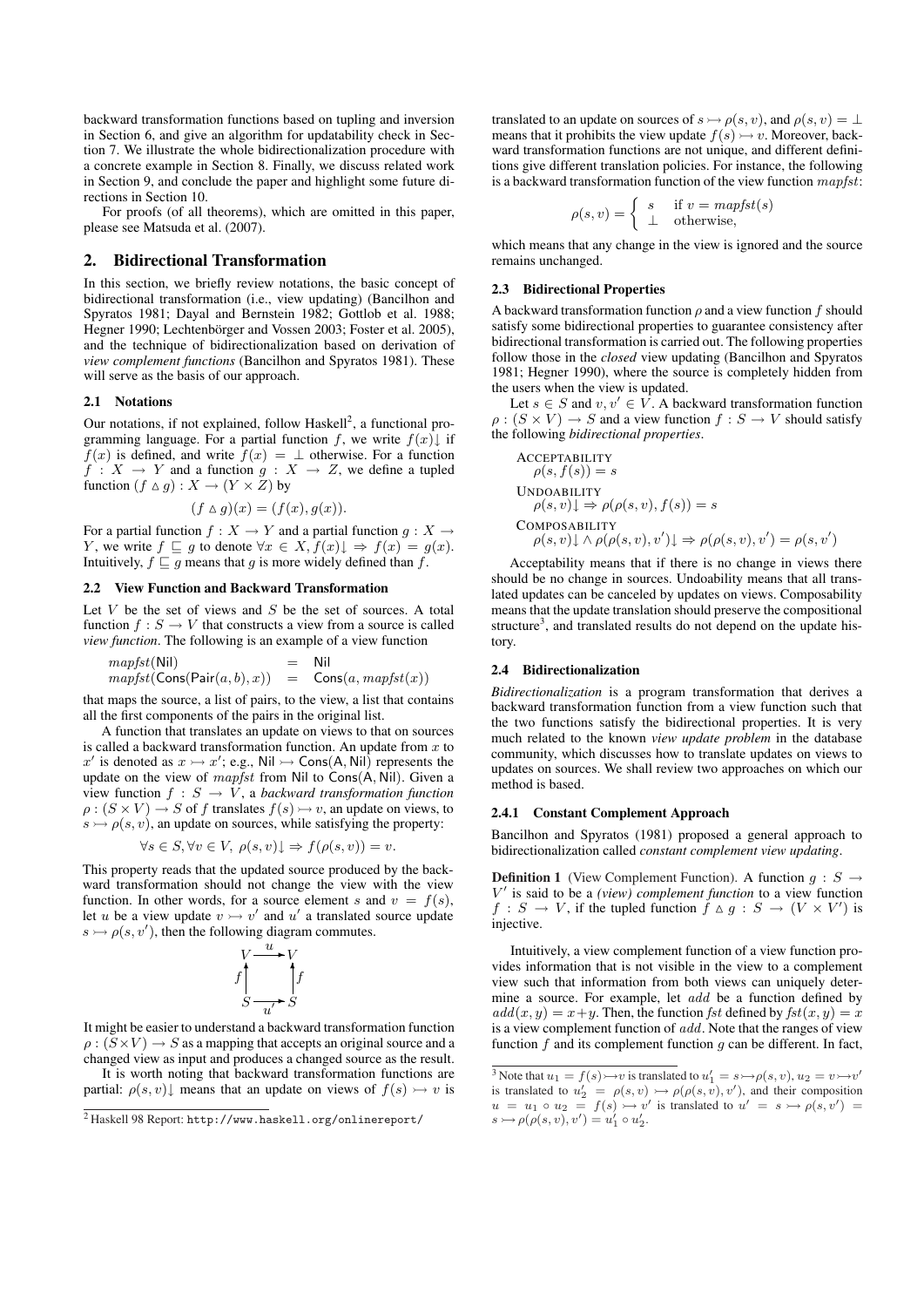backward transformation functions based on tupling and inversion in Section 6, and give an algorithm for updatability check in Section 7. We illustrate the whole bidirectionalization procedure with a concrete example in Section 8. Finally, we discuss related work in Section 9, and conclude the paper and highlight some future directions in Section 10.

For proofs (of all theorems), which are omitted in this paper, please see Matsuda et al. (2007).

## 2. Bidirectional Transformation

In this section, we briefly review notations, the basic concept of bidirectional transformation (i.e., view updating) (Bancilhon and Spyratos 1981; Dayal and Bernstein 1982; Gottlob et al. 1988; Hegner 1990; Lechtenbörger and Vossen 2003; Foster et al. 2005), and the technique of bidirectionalization based on derivation of *view complement functions* (Bancilhon and Spyratos 1981). These will serve as the basis of our approach.

### 2.1 Notations

Our notations, if not explained, follow Haskell[2], a functional programming language. For a partial function $f$, we write $f(x)\downarrow$ if $f(x)$ is defined, and write $f(x) = \perp$ otherwise. For a function $f : X \to Y$ and a function $g : X \to Z$, we define a tupled function $(f \vartriangle g) : X \to (Y \times Z)$ by

$$(f \vartriangle g)(x) = (f(x), g(x)).$$

For a partial function $f : X \to Y$ and a partial function $g : X \to Y$, we write $f \sqsubseteq g$ to denote $\forall x \in X, f(x)\downarrow \Rightarrow f(x) = g(x)$. Intuitively, $f \sqsubseteq g$ means that $g$ is more widely defined than $f$.

### 2.2 View Function and Backward Transformation

Let $V$ be the set of views and $S$ be the set of sources. A total function $f : S \to V$ that constructs a view from a source is called *view function*. The following is an example of a view function

$$\begin{array}{lcl} mapfst(\mathsf{Nil}) & = & \mathsf{Nil} \\ mapfst(\mathsf{Cons}(\mathsf{Pair}(a,b),x)) & = & \mathsf{Cons}(a, mapfst(x)) \end{array}$$

that maps the source, a list of pairs, to the view, a list that contains all the first components of the pairs in the original list.

A function that translates an update on views to that on sources is called a backward transformation function. An update from $x$ to $x'$ is denoted as $x \rightarrowtail x'$; e.g., $\mathsf{Nil} \rightarrowtail \mathsf{Cons}(\mathsf{A}, \mathsf{Nil})$ represents the update on the view of $mapfst$ from Nil to Cons(A, Nil). Given a view function $f : S \to V$, a *backward transformation function* $\rho : (S \times V) \to S$ of $f$ translates $f(s) \rightarrowtail v$, an update on views, to $s \rightarrowtail \rho(s, v)$, an update on sources, while satisfying the property:

$$\forall s \in S, \forall v \in V,\ \rho(s, v)\downarrow \Rightarrow f(\rho(s, v)) = v.$$

This property reads that the updated source produced by the backward transformation should not change the view with the view function. In other words, for a source element $s$ and $v = f(s)$, let $u$ be a view update $v \rightarrowtail v'$ and $u'$ a translated source update $s \rightarrowtail \rho(s, v')$, then the following diagram commutes.

$$\begin{array}{ccc} V & \xrightarrow{\ u\ } & V \\ f\uparrow & & \uparrow f \\ S & \xrightarrow[\ u'\ ]{} & S \end{array}$$

It might be easier to understand a backward transformation function $\rho : (S \times V) \to S$ as a mapping that accepts an original source and a changed view as input and produces a changed source as the result.

It is worth noting that backward transformation functions are partial: $\rho(s, v)\downarrow$ means that an update on views of $f(s) \rightarrowtail v$ is translated to an update on sources of $s \rightarrowtail \rho(s, v)$, and $\rho(s, v) = \perp$ means that it prohibits the view update $f(s) \rightarrowtail v$. Moreover, backward transformation functions are not unique, and different definitions give different translation policies. For instance, the following is a backward transformation function of the view function $mapfst$:

$$\rho(s, v) = \begin{cases} s & \text{if } v = mapfst(s) \\ \perp & \text{otherwise,} \end{cases}$$

which means that any change in the view is ignored and the source remains unchanged.

### 2.3 Bidirectional Properties

A backward transformation function $\rho$ and a view function $f$ should satisfy some bidirectional properties to guarantee consistency after bidirectional transformation is carried out. The following properties follow those in the *closed* view updating (Bancilhon and Spyratos 1981; Hegner 1990), where the source is completely hidden from the users when the view is updated.

Let $s \in S$ and $v, v' \in V$. A backward transformation function $\rho : (S \times V) \to S$ and a view function $f : S \to V$ should satisfy the following *bidirectional properties*.

ACCEPTABILITY
$\rho(s, f(s)) = s$

UNDOABILITY
$\rho(s, v)\downarrow \Rightarrow \rho(\rho(s, v), f(s)) = s$

COMPOSABILITY
$\rho(s, v)\downarrow \wedge \rho(\rho(s, v), v')\downarrow \Rightarrow \rho(\rho(s, v), v') = \rho(s, v')$

Acceptability means that if there is no change in views there should be no change in sources. Undoability means that all translated updates can be canceled by updates on views. Composability means that the update translation should preserve the compositional structure[3], and translated results do not depend on the update history.

### 2.4 Bidirectionalization

*Bidirectionalization* is a program transformation that derives a backward transformation function from a view function such that the two functions satisfy the bidirectional properties. It is very much related to the known *view update problem* in the database community, which discusses how to translate updates on views to updates on sources. We shall review two approaches on which our method is based.

#### 2.4.1 Constant Complement Approach

Bancilhon and Spyratos (1981) proposed a general approach to bidirectionalization called *constant complement view updating*.

**Definition 1** (View Complement Function). A function $g : S \to V'$ is said to be a *(view) complement function* to a view function $f : S \to V$, if the tupled function $f \vartriangle g : S \to (V \times V')$ is injective.

Intuitively, a view complement function of a view function provides information that is not visible in the view to a complement view such that information from both views can uniquely determine a source. For example, let $add$ be a function defined by $add(x, y) = x+y$. Then, the function $fst$ defined by $fst(x, y) = x$ is a view complement function of $add$. Note that the ranges of view function $f$ and its complement function $g$ can be different. In fact,

---

[2] Haskell 98 Report: `http://www.haskell.org/onlinereport/`

[3] Note that $u_1 = f(s) \rightarrowtail v$ is translated to $u'_1 = s \rightarrowtail \rho(s, v)$, $u_2 = v \rightarrowtail v'$ is translated to $u'_2 = \rho(s, v) \rightarrowtail \rho(\rho(s, v), v')$, and their composition $u = u_1 \circ u_2 = f(s) \rightarrowtail v'$ is translated to $u' = s \rightarrowtail \rho(s, v') = s \rightarrowtail \rho(\rho(s, v), v') = u'_1 \circ u'_2$.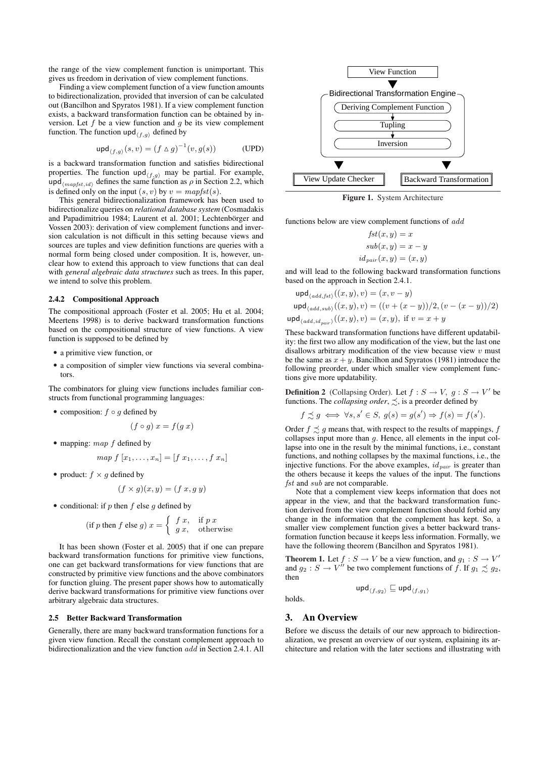the range of the view complement function is unimportant. This gives us freedom in derivation of view complement functions.

Finding a view complement function of a view function amounts to bidirectionalization, provided that inversion of can be calculated out (Bancilhon and Spyratos 1981). If a view complement function exists, a backward transformation function can be obtained by inversion. Let $f$ be a view function and $g$ be its view complement function. The function $\mathsf{upd}_{\langle f,g\rangle}$ defined by

$$\mathsf{upd}_{\langle f,g\rangle}(s,v) = (f \vartriangle g)^{-1}(v, g(s)) \qquad \text{(UPD)}$$

is a backward transformation function and satisfies bidirectional properties. The function $\mathsf{upd}_{\langle f,g\rangle}$ may be partial. For example, $\mathsf{upd}_{\langle mapfst,id\rangle}$ defines the same function as $\rho$ in Section 2.2, which is defined only on the input $(s, v)$ by $v = mapfst(s)$.

This general bidirectionalization framework has been used to bidirectionalize queries on *relational database system* (Cosmadakis and Papadimitriou 1984; Laurent et al. 2001; Lechtenbörger and Vossen 2003): derivation of view complement functions and inversion calculation is not difficult in this setting because views and sources are tuples and view definition functions are queries with a normal form being closed under composition. It is, however, unclear how to extend this approach to view functions that can deal with *general algebraic data structures* such as trees. In this paper, we intend to solve this problem.

### 2.4.2 Compositional Approach

The compositional approach (Foster et al. 2005; Hu et al. 2004; Meertens 1998) is to derive backward transformation functions based on the compositional structure of view functions. A view function is supposed to be defined by

- a primitive view function, or
- a composition of simpler view functions via several combinators.

The combinators for gluing view functions includes familiar constructs from functional programming languages:

- composition: $f \circ g$ defined by
$$(f \circ g)\ x = f(g\ x)$$
- mapping: $map\ f$ defined by
$$map\ f\ [x_1, \ldots, x_n] = [f\ x_1, \ldots, f\ x_n]$$
- product: $f \times g$ defined by
$$(f \times g)(x, y) = (f\ x, g\ y)$$
- conditional: if $p$ then $f$ else $g$ defined by
$$(\text{if } p \text{ then } f \text{ else } g)\ x = \begin{cases} f\ x, & \text{if } p\ x \\ g\ x, & \text{otherwise} \end{cases}$$

It has been shown (Foster et al. 2005) that if one can prepare backward transformation functions for primitive view functions, one can get backward transformations for view functions that are constructed by primitive view functions and the above combinators for function gluing. The present paper shows how to automatically derive backward transformations for primitive view functions over arbitrary algebraic data structures.

### 2.5 Better Backward Transformation

Generally, there are many backward transformation functions for a given view function. Recall the constant complement approach to bidirectionalization and the view function $add$ in Section 2.4.1. All functions below are view complement functions of $add$

$$fst(x, y) = x$$
$$sub(x, y) = x - y$$
$$id_{pair}(x, y) = (x, y)$$

and will lead to the following backward transformation functions based on the approach in Section 2.4.1.

$$\mathsf{upd}_{\langle add,fst\rangle}((x, y), v) = (x, v - y)$$
$$\mathsf{upd}_{\langle add,sub\rangle}((x, y), v) = ((v + (x - y))/2, (v - (x - y))/2)$$
$$\mathsf{upd}_{\langle add,id_{pair}\rangle}((x, y), v) = (x, y), \text{ if } v = x + y$$

These backward transformation functions have different updatability: the first two allow any modification of the view, but the last one disallows arbitrary modification of the view because view $v$ must be the same as $x + y$. Bancilhon and Spyratos (1981) introduce the following preorder, under which smaller view complement functions give more updatability.

**Definition 2** (Collapsing Order). Let $f : S \to V,\ g : S \to V'$ be functions. The *collapsing order*, $\precsim$, is a preorder defined by

$$f \precsim g \iff \forall s, s' \in S,\ g(s) = g(s') \Rightarrow f(s) = f(s').$$

Order $f \precsim g$ means that, with respect to the results of mappings, $f$ collapses input more than $g$. Hence, all elements in the input collapse into one in the result by the minimal functions, i.e., constant functions, and nothing collapses by the maximal functions, i.e., the injective functions. For the above examples, $id_{pair}$ is greater than the others because it keeps the values of the input. The functions $fst$ and $sub$ are not comparable.

Note that a complement view keeps information that does not appear in the view, and that the backward transformation function derived from the view complement function should forbid any change in the information that the complement has kept. So, a smaller view complement function gives a better backward transformation function because it keeps less information. Formally, we have the following theorem (Bancilhon and Spyratos 1981).

**Theorem 1.** Let $f : S \to V$ be a view function, and $g_1 : S \to V'$ and $g_2 : S \to V''$ be two complement functions of $f$. If $g_1 \precsim g_2$, then

$$\mathsf{upd}_{\langle f,g_2\rangle} \sqsubseteq \mathsf{upd}_{\langle f,g_1\rangle}$$

holds.

View Function

Bidirectional Transformation Engine: Deriving Complement Function → Tupling → Inversion

View Update Checker | Backward Transformation

**Figure 1.** System Architecture

## 3. An Overview

Before we discuss the details of our new approach to bidirectionalization, we present an overview of our system, explaining its architecture and relation with the later sections and illustrating with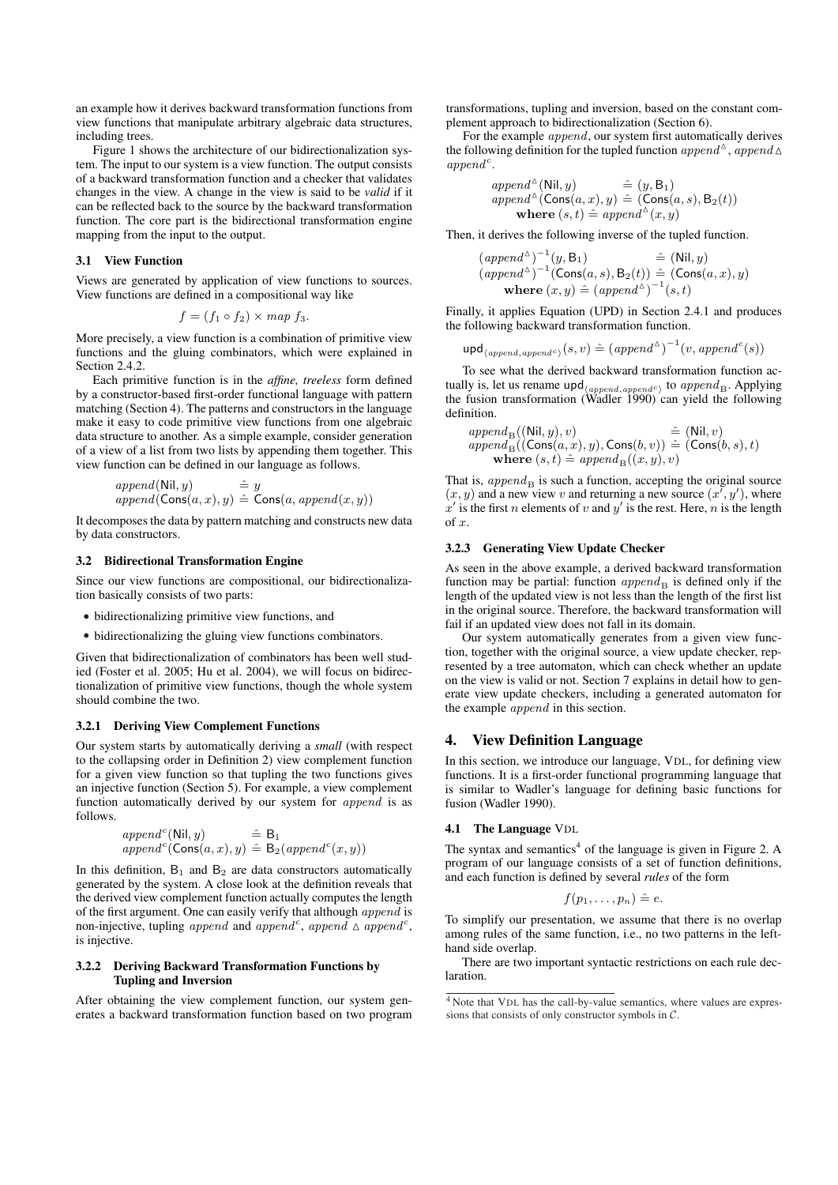an example how it derives backward transformation functions from view functions that manipulate arbitrary algebraic data structures, including trees.

Figure 1 shows the architecture of our bidirectionalization system. The input to our system is a view function. The output consists of a backward transformation function and a checker that validates changes in the view. A change in the view is said to be *valid* if it can be reflected back to the source by the backward transformation function. The core part is the bidirectional transformation engine mapping from the input to the output.

### 3.1 View Function

Views are generated by application of view functions to sources. View functions are defined in a compositional way like

$$f = (f_1 \circ f_2) \times map\ f_3.$$

More precisely, a view function is a combination of primitive view functions and the gluing combinators, which were explained in Section 2.4.2.

Each primitive function is in the *affine, treeless* form defined by a constructor-based first-order functional language with pattern matching (Section 4). The patterns and constructors in the language make it easy to code primitive view functions from one algebraic data structure to another. As a simple example, consider generation of a view of a list from two lists by appending them together. This view function can be defined in our language as follows.

$$\begin{array}{ll} append(\mathsf{Nil}, y) & \hat{=}\ y \\ append(\mathsf{Cons}(a, x), y) & \hat{=}\ \mathsf{Cons}(a, append(x, y)) \end{array}$$

It decomposes the data by pattern matching and constructs new data by data constructors.

### 3.2 Bidirectional Transformation Engine

Since our view functions are compositional, our bidirectionalization basically consists of two parts:

- bidirectionalizing primitive view functions, and
- bidirectionalizing the gluing view functions combinators.

Given that bidirectionalization of combinators has been well studied (Foster et al. 2005; Hu et al. 2004), we will focus on bidirectionalization of primitive view functions, though the whole system should combine the two.

#### 3.2.1 Deriving View Complement Functions

Our system starts by automatically deriving a *small* (with respect to the collapsing order in Definition 2) view complement function for a given view function so that tupling the two functions gives an injective function (Section 5). For example, a view complement function automatically derived by our system for $append$ is as follows.

$$\begin{array}{ll} append^c(\mathsf{Nil}, y) & \hat{=}\ \mathsf{B}_1 \\ append^c(\mathsf{Cons}(a, x), y) & \hat{=}\ \mathsf{B}_2(append^c(x, y)) \end{array}$$

In this definition, $\mathsf{B}_1$ and $\mathsf{B}_2$ are data constructors automatically generated by the system. A close look at the definition reveals that the derived view complement function actually computes the length of the first argument. One can easily verify that although $append$ is non-injective, tupling $append$ and $append^c$, $append \vartriangle append^c$, is injective.

#### 3.2.2 Deriving Backward Transformation Functions by Tupling and Inversion

After obtaining the view complement function, our system generates a backward transformation function based on two program transformations, tupling and inversion, based on the constant complement approach to bidirectionalization (Section 6).

For the example $append$, our system first automatically derives the following definition for the tupled function $append^\vartriangle$, $append \vartriangle append^c$.

$$\begin{array}{ll} append^\vartriangle(\mathsf{Nil}, y) & \hat{=}\ (y, \mathsf{B}_1) \\ append^\vartriangle(\mathsf{Cons}(a, x), y) & \hat{=}\ (\mathsf{Cons}(a, s), \mathsf{B}_2(t)) \\ \quad \textbf{where}\ (s, t) \hat{=}\ append^\vartriangle(x, y) & \end{array}$$

Then, it derives the following inverse of the tupled function.

$$\begin{array}{ll} (append^\vartriangle)^{-1}(y, \mathsf{B}_1) & \hat{=}\ (\mathsf{Nil}, y) \\ (append^\vartriangle)^{-1}(\mathsf{Cons}(a, s), \mathsf{B}_2(t)) & \hat{=}\ (\mathsf{Cons}(a, x), y) \\ \quad \textbf{where}\ (x, y) \hat{=}\ (append^\vartriangle)^{-1}(s, t) & \end{array}$$

Finally, it applies Equation (UPD) in Section 2.4.1 and produces the following backward transformation function.

$$\mathsf{upd}_{\langle append, append^c \rangle}(s, v) \hat{=}\ (append^\vartriangle)^{-1}(v, append^c(s))$$

To see what the derived backward transformation function actually is, let us rename $\mathsf{upd}_{\langle append, append^c \rangle}$ to $append_{\mathrm{B}}$. Applying the fusion transformation (Wadler 1990) can yield the following definition.

$$\begin{array}{ll} append_{\mathrm{B}}((\mathsf{Nil}, y), v) & \hat{=}\ (\mathsf{Nil}, v) \\ append_{\mathrm{B}}((\mathsf{Cons}(a, x), y), \mathsf{Cons}(b, v)) & \hat{=}\ (\mathsf{Cons}(b, s), t) \\ \quad \textbf{where}\ (s, t) \hat{=}\ append_{\mathrm{B}}((x, y), v) & \end{array}$$

That is, $append_{\mathrm{B}}$ is such a function, accepting the original source $(x, y)$ and a new view $v$ and returning a new source $(x', y')$, where $x'$ is the first $n$ elements of $v$ and $y'$ is the rest. Here, $n$ is the length of $x$.

#### 3.2.3 Generating View Update Checker

As seen in the above example, a derived backward transformation function may be partial: function $append_{\mathrm{B}}$ is defined only if the length of the updated view is not less than the length of the first list in the original source. Therefore, the backward transformation will fail if an updated view does not fall in its domain.

Our system automatically generates from a given view function, together with the original source, a view update checker, represented by a tree automaton, which can check whether an update on the view is valid or not. Section 7 explains in detail how to generate view update checkers, including a generated automaton for the example $append$ in this section.

## 4. View Definition Language

In this section, we introduce our language, VDL, for defining view functions. It is a first-order functional programming language that is similar to Wadler's language for defining basic functions for fusion (Wadler 1990).

### 4.1 The Language VDL

The syntax and semantics[4] of the language is given in Figure 2. A program of our language consists of a set of function definitions, and each function is defined by several *rules* of the form

$$f(p_1, \ldots, p_n) \hat{=}\ e.$$

To simplify our presentation, we assume that there is no overlap among rules of the same function, i.e., no two patterns in the left-hand side overlap.

There are two important syntactic restrictions on each rule declaration.

[4] Note that VDL has the call-by-value semantics, where values are expressions that consists of only constructor symbols in $\mathcal{C}$.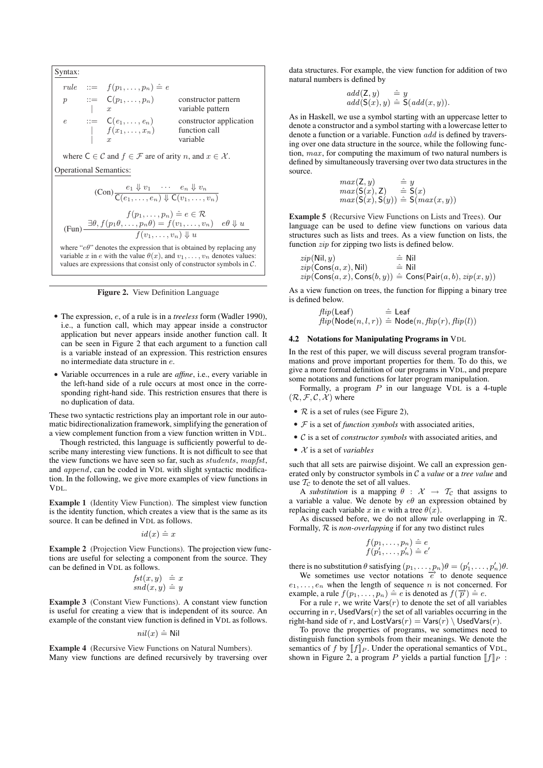Syntax:

$$
\begin{array}{llll}
rule & ::= & f(p_1,\ldots,p_n) \doteq e & \\
p & ::= & \mathsf{C}(p_1,\ldots,p_n) & \text{constructor pattern} \\
 & \mid & x & \text{variable pattern} \\
e & ::= & \mathsf{C}(e_1,\ldots,e_n) & \text{constructor application} \\
 & \mid & f(x_1,\ldots,x_n) & \text{function call} \\
 & \mid & x & \text{variable}
\end{array}
$$

where $\mathsf{C} \in \mathcal{C}$ and $f \in \mathcal{F}$ are of arity $n$, and $x \in \mathcal{X}$.

Operational Semantics:

$$
(\text{Con})\frac{e_1 \Downarrow v_1 \quad \cdots \quad e_n \Downarrow v_n}{\mathsf{C}(e_1,\ldots,e_n) \Downarrow \mathsf{C}(v_1,\ldots,v_n)}
$$

$$
(\text{Fun})\frac{\begin{array}{c} f(p_1,\ldots,p_n) \doteq e \in \mathcal{R} \\ \exists\theta, f(p_1\theta,\ldots,p_n\theta) = f(v_1,\ldots,v_n) \quad e\theta \Downarrow u \end{array}}{f(v_1,\ldots,v_n) \Downarrow u}
$$

where "$e\theta$" denotes the expression that is obtained by replacing any variable $x$ in $e$ with the value $\theta(x)$, and $v_1,\ldots,v_n$ denotes values: values are expressions that consist only of constructor symbols in $\mathcal{C}$.

**Figure 2.** View Definition Language

- The expression, $e$, of a rule is in a *treeless* form (Wadler 1990), i.e., a function call, which may appear inside a constructor application but never appears inside another function call. It can be seen in Figure 2 that each argument to a function call is a variable instead of an expression. This restriction ensures no intermediate data structure in $e$.
- Variable occurrences in a rule are *affine*, i.e., every variable in the left-hand side of a rule occurs at most once in the corresponding right-hand side. This restriction ensures that there is no duplication of data.

These two syntactic restrictions play an important role in our automatic bidirectionalization framework, simplifying the generation of a view complement function from a view function written in VDL.

Though restricted, this language is sufficiently powerful to describe many interesting view functions. It is not difficult to see that the view functions we have seen so far, such as $students$, $mapfst$, and $append$, can be coded in VDL with slight syntactic modification. In the following, we give more examples of view functions in VDL.

**Example 1** (Identity View Function). The simplest view function is the identity function, which creates a view that is the same as its source. It can be defined in VDL as follows.

$$id(x) \doteq x$$

**Example 2** (Projection View Functions). The projection view functions are useful for selecting a component from the source. They can be defined in VDL as follows.

$$
\begin{array}{l}
fst(x,y) \doteq x \\
snd(x,y) \doteq y
\end{array}
$$

**Example 3** (Constant View Functions). A constant view function is useful for creating a view that is independent of its source. An example of the constant view function is defined in VDL as follows.

$$nil(x) \doteq \mathsf{Nil}$$

**Example 4** (Recursive View Functions on Natural Numbers). Many view functions are defined recursively by traversing over data structures. For example, the view function for addition of two natural numbers is defined by

$$
\begin{array}{ll}
add(\mathsf{Z}, y) & \doteq y \\
add(\mathsf{S}(x), y) & \doteq \mathsf{S}(add(x,y)).
\end{array}
$$

As in Haskell, we use a symbol starting with an uppercase letter to denote a constructor and a symbol starting with a lowercase letter to denote a function or a variable. Function $add$ is defined by traversing over one data structure in the source, while the following function, $max$, for computing the maximum of two natural numbers is defined by simultaneously traversing over two data structures in the source.

$$
\begin{array}{ll}
max(\mathsf{Z}, y) & \doteq y \\
max(\mathsf{S}(x), \mathsf{Z}) & \doteq \mathsf{S}(x) \\
max(\mathsf{S}(x), \mathsf{S}(y)) & \doteq \mathsf{S}(max(x,y))
\end{array}
$$

**Example 5** (Recursive View Functions on Lists and Trees). Our language can be used to define view functions on various data structures such as lists and trees. As a view function on lists, the function $zip$ for zipping two lists is defined below.

$$
\begin{array}{ll}
zip(\mathsf{Nil}, y) & \doteq \mathsf{Nil} \\
zip(\mathsf{Cons}(a,x), \mathsf{Nil}) & \doteq \mathsf{Nil} \\
zip(\mathsf{Cons}(a,x), \mathsf{Cons}(b,y)) & \doteq \mathsf{Cons}(\mathsf{Pair}(a,b), zip(x,y))
\end{array}
$$

As a view function on trees, the function for flipping a binary tree is defined below.

$$
\begin{array}{ll}
flip(\mathsf{Leaf}) & \doteq \mathsf{Leaf} \\
flip(\mathsf{Node}(n,l,r)) & \doteq \mathsf{Node}(n, flip(r), flip(l))
\end{array}
$$

### 4.2 Notations for Manipulating Programs in VDL

In the rest of this paper, we will discuss several program transformations and prove important properties for them. To do this, we give a more formal definition of our programs in VDL, and prepare some notations and functions for later program manipulation.

Formally, a program $P$ in our language VDL is a 4-tuple $(\mathcal{R}, \mathcal{F}, \mathcal{C}, \mathcal{X})$ where

- $\mathcal{R}$ is a set of rules (see Figure 2),
- $\mathcal{F}$ is a set of *function symbols* with associated arities,
- $\mathcal{C}$ is a set of *constructor symbols* with associated arities, and
- $\mathcal{X}$ is a set of *variables*

such that all sets are pairwise disjoint. We call an expression generated only by constructor symbols in $\mathcal{C}$ a *value* or a *tree value* and use $\mathcal{T}_{\mathcal{C}}$ to denote the set of all values.

A *substitution* is a mapping $\theta : \mathcal{X} \to \mathcal{T}_{\mathcal{C}}$ that assigns to a variable a value. We denote by $e\theta$ an expression obtained by replacing each variable $x$ in $e$ with a tree $\theta(x)$.

As discussed before, we do not allow rule overlapping in $\mathcal{R}$. Formally, $\mathcal{R}$ is *non-overlapping* if for any two distinct rules

$$
\begin{array}{l}
f(p_1,\ldots,p_n) \doteq e \\
f(p'_1,\ldots,p'_n) \doteq e'
\end{array}
$$

there is no substitution $\theta$ satisfying $(p_1,\ldots,p_n)\theta = (p'_1,\ldots,p'_n)\theta$.

We sometimes use vector notations $\overrightarrow{e}$ to denote sequence $e_1,\ldots,e_n$ when the length of sequence $n$ is not concerned. For example, a rule $f(p_1,\ldots,p_n) \doteq e$ is denoted as $f(\overrightarrow{p}) \doteq e$.

For a rule $r$, we write $\mathsf{Vars}(r)$ to denote the set of all variables occurring in $r$, $\mathsf{UsedVars}(r)$ the set of all variables occurring in the right-hand side of $r$, and $\mathsf{LostVars}(r) = \mathsf{Vars}(r) \setminus \mathsf{UsedVars}(r)$.

To prove the properties of programs, we sometimes need to distinguish function symbols from their meanings. We denote the semantics of $f$ by $[\![f]\!]_P$. Under the operational semantics of VDL, shown in Figure 2, a program $P$ yields a partial function $[\![f]\!]_P$ :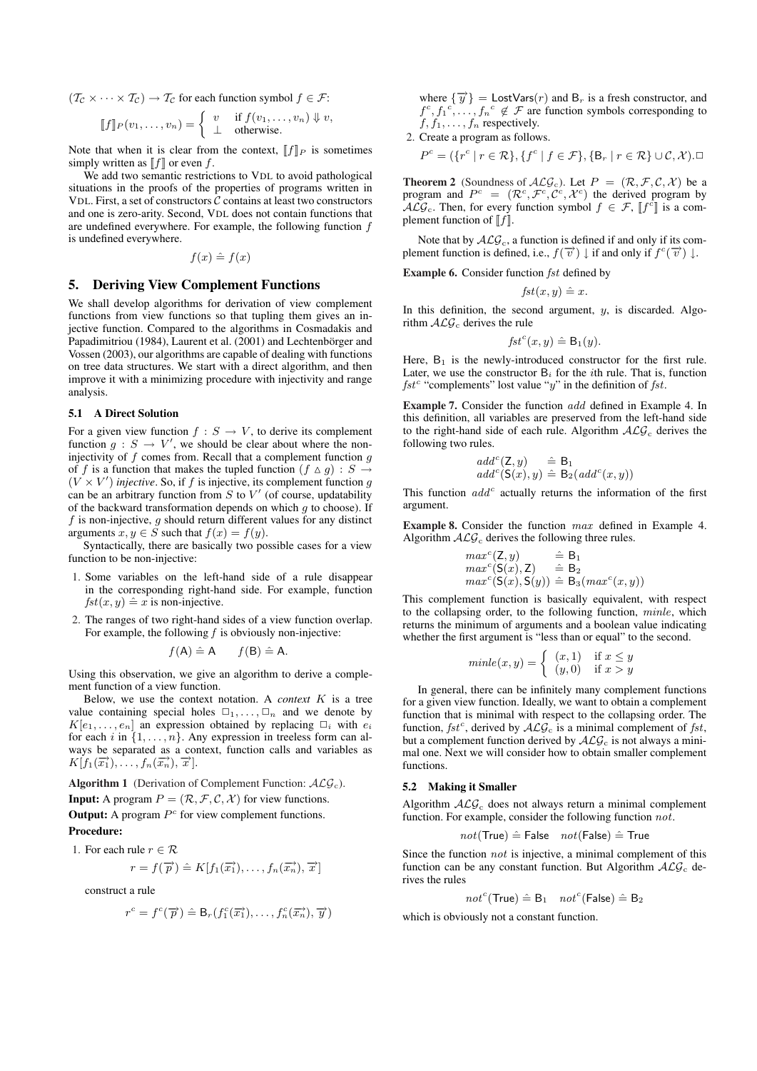$(\mathcal{T_C} \times \cdots \times \mathcal{T_C}) \to \mathcal{T_C}$ for each function symbol $f \in \mathcal{F}$:

$$[\![f]\!]_P(v_1, \ldots, v_n) = \begin{cases} v & \text{if } f(v_1, \ldots, v_n) \Downarrow v, \\ \bot & \text{otherwise.} \end{cases}$$

Note that when it is clear from the context, $[\![f]\!]_P$ is sometimes simply written as $[\![f]\!]$ or even $f$.

We add two semantic restrictions to VDL to avoid pathological situations in the proofs of the properties of programs written in VDL. First, a set of constructors $\mathcal{C}$ contains at least two constructors and one is zero-arity. Second, VDL does not contain functions that are undefined everywhere. For example, the following function $f$ is undefined everywhere.

$$f(x) \doteq f(x)$$

## 5. Deriving View Complement Functions

We shall develop algorithms for derivation of view complement functions from view functions so that tupling them gives an injective function. Compared to the algorithms in Cosmadakis and Papadimitriou (1984), Laurent et al. (2001) and Lechtenbörger and Vossen (2003), our algorithms are capable of dealing with functions on tree data structures. We start with a direct algorithm, and then improve it with a minimizing procedure with injectivity and range analysis.

### 5.1 A Direct Solution

For a given view function $f : S \to V$, to derive its complement function $g : S \to V'$, we should be clear about where the non-injectivity of $f$ comes from. Recall that a complement function $g$ of $f$ is a function that makes the tupled function $(f \vartriangle g) : S \to (V \times V')$ *injective*. So, if $f$ is injective, its complement function $g$ can be an arbitrary function from $S$ to $V'$ (of course, updatability of the backward transformation depends on which $g$ to choose). If $f$ is non-injective, $g$ should return different values for any distinct arguments $x, y \in S$ such that $f(x) = f(y)$.

Syntactically, there are basically two possible cases for a view function to be non-injective:

1. Some variables on the left-hand side of a rule disappear in the corresponding right-hand side. For example, function $fst(x, y) \doteq x$ is non-injective.
2. The ranges of two right-hand sides of a view function overlap. For example, the following $f$ is obviously non-injective:

$$f(\mathsf{A}) \doteq \mathsf{A} \qquad f(\mathsf{B}) \doteq \mathsf{A}.$$

Using this observation, we give an algorithm to derive a complement function of a view function.

Below, we use the context notation. A *context* $K$ is a tree value containing special holes $\square_1, \ldots, \square_n$ and we denote by $K[e_1, \ldots, e_n]$ an expression obtained by replacing $\square_i$ with $e_i$ for each $i$ in $\{1, \ldots, n\}$. Any expression in treeless form can always be separated as a context, function calls and variables as $K[f_1(\overrightarrow{x_1}), \ldots, f_n(\overrightarrow{x_n}), \overrightarrow{x}]$.

**Algorithm 1** (Derivation of Complement Function: $\mathcal{ALG}_c$).

**Input:** A program $P = (\mathcal{R}, \mathcal{F}, \mathcal{C}, \mathcal{X})$ for view functions.

**Output:** A program $P^c$ for view complement functions.

**Procedure:**

1. For each rule $r \in \mathcal{R}$

$$r = f(\overrightarrow{p}) \doteq K[f_1(\overrightarrow{x_1}), \ldots, f_n(\overrightarrow{x_n}), \overrightarrow{x}]$$

construct a rule

$$r^c = f^c(\overrightarrow{p}) \doteq \mathsf{B}_r(f_1^c(\overrightarrow{x_1}), \ldots, f_n^c(\overrightarrow{x_n}), \overrightarrow{y})$$

where $\{\overrightarrow{y}\} = \mathsf{LostVars}(r)$ and $\mathsf{B}_r$ is a fresh constructor, and $f^c, {f_1}^c, \ldots, {f_n}^c \notin \mathcal{F}$ are function symbols corresponding to $f, f_1, \ldots, f_n$ respectively.

2. Create a program as follows.

$$P^c = (\{r^c \mid r \in \mathcal{R}\}, \{f^c \mid f \in \mathcal{F}\}, \{\mathsf{B}_r \mid r \in \mathcal{R}\} \cup \mathcal{C}, \mathcal{X}).\square$$

**Theorem 2** (Soundness of $\mathcal{ALG}_c$). Let $P = (\mathcal{R}, \mathcal{F}, \mathcal{C}, \mathcal{X})$ be a program and $P^c = (\mathcal{R}^c, \mathcal{F}^c, \mathcal{C}^c, \mathcal{X}^c)$ the derived program by $\mathcal{ALG}_c$. Then, for every function symbol $f \in \mathcal{F}$, $[\![f^c]\!]$ is a complement function of $[\![f]\!]$.

Note that by $\mathcal{ALG}_c$, a function is defined if and only if its complement function is defined, i.e., $f(\overrightarrow{v}) \downarrow$ if and only if $f^c(\overrightarrow{v}) \downarrow$.

**Example 6.** Consider function *fst* defined by

$$fst(x, y) \doteq x.$$

In this definition, the second argument, $y$, is discarded. Algorithm $\mathcal{ALG}_c$ derives the rule

$$fst^c(x, y) \doteq \mathsf{B}_1(y).$$

Here, $\mathsf{B}_1$ is the newly-introduced constructor for the first rule. Later, we use the constructor $\mathsf{B}_i$ for the $i$th rule. That is, function $fst^c$ "complements" lost value "$y$" in the definition of *fst*.

**Example 7.** Consider the function $add$ defined in Example 4. In this definition, all variables are preserved from the left-hand side to the right-hand side of each rule. Algorithm $\mathcal{ALG}_c$ derives the following two rules.

$$\begin{array}{ll} add^c(\mathsf{Z}, y) & \doteq \mathsf{B}_1 \\ add^c(\mathsf{S}(x), y) & \doteq \mathsf{B}_2(add^c(x, y)) \end{array}$$

This function $add^c$ actually returns the information of the first argument.

**Example 8.** Consider the function $max$ defined in Example 4. Algorithm $\mathcal{ALG}_c$ derives the following three rules.

$$\begin{array}{ll} max^c(\mathsf{Z}, y) & \doteq \mathsf{B}_1 \\ max^c(\mathsf{S}(x), \mathsf{Z}) & \doteq \mathsf{B}_2 \\ max^c(\mathsf{S}(x), \mathsf{S}(y)) & \doteq \mathsf{B}_3(max^c(x, y)) \end{array}$$

This complement function is basically equivalent, with respect to the collapsing order, to the following function, $minle$, which returns the minimum of arguments and a boolean value indicating whether the first argument is "less than or equal" to the second.

$$minle(x, y) = \begin{cases} (x, 1) & \text{if } x \le y \\ (y, 0) & \text{if } x > y \end{cases}$$

In general, there can be infinitely many complement functions for a given view function. Ideally, we want to obtain a complement function that is minimal with respect to the collapsing order. The function, $fst^c$, derived by $\mathcal{ALG}_c$ is a minimal complement of *fst*, but a complement function derived by $\mathcal{ALG}_c$ is not always a minimal one. Next we will consider how to obtain smaller complement functions.

### 5.2 Making it Smaller

Algorithm $\mathcal{ALG}_c$ does not always return a minimal complement function. For example, consider the following function $not$.

$$not(\mathsf{True}) \doteq \mathsf{False} \quad not(\mathsf{False}) \doteq \mathsf{True}$$

Since the function $not$ is injective, a minimal complement of this function can be any constant function. But Algorithm $\mathcal{ALG}_c$ derives the rules

$$not^c(\mathsf{True}) \doteq \mathsf{B}_1 \quad not^c(\mathsf{False}) \doteq \mathsf{B}_2$$

which is obviously not a constant function.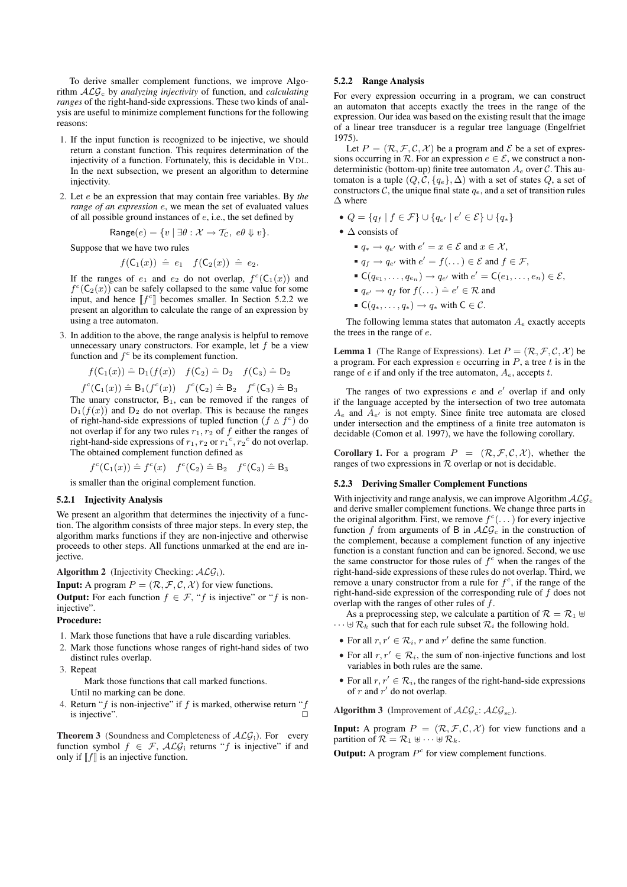To derive smaller complement functions, we improve Algorithm $\mathcal{ALG}_c$ by *analyzing injectivity* of function, and *calculating ranges* of the right-hand-side expressions. These two kinds of analysis are useful to minimize complement functions for the following reasons:

1. If the input function is recognized to be injective, we should return a constant function. This requires determination of the injectivity of a function. Fortunately, this is decidable in VDL. In the next subsection, we present an algorithm to determine injectivity.

2. Let $e$ be an expression that may contain free variables. By *the range of an expression* $e$, we mean the set of evaluated values of all possible ground instances of $e$, i.e., the set defined by

$$\mathsf{Range}(e) = \{v \mid \exists\theta : \mathcal{X} \to \mathcal{T}_{\mathcal{C}},\ e\theta \Downarrow v\}.$$

Suppose that we have two rules

$$f(\mathsf{C}_1(x))\ \hat{=}\ e_1 \quad f(\mathsf{C}_2(x))\ \hat{=}\ e_2.$$

If the ranges of $e_1$ and $e_2$ do not overlap, $f^c(\mathsf{C}_1(x))$ and $f^c(\mathsf{C}_2(x))$ can be safely collapsed to the same value for some input, and hence $[\![f^c]\!]$ becomes smaller. In Section 5.2.2 we present an algorithm to calculate the range of an expression by using a tree automaton.

3. In addition to the above, the range analysis is helpful to remove unnecessary unary constructors. For example, let $f$ be a view function and $f^c$ be its complement function.

$$f(\mathsf{C}_1(x)) \mathrel{\hat{=}} \mathsf{D}_1(f(x)) \quad f(\mathsf{C}_2) \mathrel{\hat{=}} \mathsf{D}_2 \quad f(\mathsf{C}_3) \mathrel{\hat{=}} \mathsf{D}_2$$

$$f^c(\mathsf{C}_1(x)) \mathrel{\hat{=}} \mathsf{B}_1(f^c(x)) \quad f^c(\mathsf{C}_2) \mathrel{\hat{=}} \mathsf{B}_2 \quad f^c(\mathsf{C}_3) \mathrel{\hat{=}} \mathsf{B}_3$$

The unary constructor, $\mathsf{B}_1$, can be removed if the ranges of $\mathsf{D}_1(f(x))$ and $\mathsf{D}_2$ do not overlap. This is because the ranges of right-hand-side expressions of tupled function ($f \vartriangle f^c$) do not overlap if for any two rules $r_1, r_2$ of $f$ either the ranges of right-hand-side expressions of $r_1, r_2$ or ${r_1}^c, {r_2}^c$ do not overlap. The obtained complement function defined as

$$f^c(\mathsf{C}_1(x)) \mathrel{\hat{=}} f^c(x) \quad f^c(\mathsf{C}_2) \mathrel{\hat{=}} \mathsf{B}_2 \quad f^c(\mathsf{C}_3) \mathrel{\hat{=}} \mathsf{B}_3$$

is smaller than the original complement function.

### 5.2.1 Injectivity Analysis

We present an algorithm that determines the injectivity of a function. The algorithm consists of three major steps. In every step, the algorithm marks functions if they are non-injective and otherwise proceeds to other steps. All functions unmarked at the end are injective.

**Algorithm 2** (Injectivity Checking: $\mathcal{ALG}_i$).

**Input:** A program $P = (\mathcal{R}, \mathcal{F}, \mathcal{C}, \mathcal{X})$ for view functions.

**Output:** For each function $f \in \mathcal{F}$, "$f$ is injective" or "$f$ is non-injective".

**Procedure:**

1. Mark those functions that have a rule discarding variables.
2. Mark those functions whose ranges of right-hand sides of two distinct rules overlap.
3. Repeat

   Mark those functions that call marked functions.

   Until no marking can be done.
4. Return "$f$ is non-injective" if $f$ is marked, otherwise return "$f$ is injective". □

**Theorem 3** (Soundness and Completeness of $\mathcal{ALG}_i$). For every function symbol $f \in \mathcal{F}$, $\mathcal{ALG}_i$ returns "$f$ is injective" if and only if $[\![f]\!]$ is an injective function.

### 5.2.2 Range Analysis

For every expression occurring in a program, we can construct an automaton that accepts exactly the trees in the range of the expression. Our idea was based on the existing result that the image of a linear tree transducer is a regular tree language (Engelfriet 1975).

Let $P = (\mathcal{R}, \mathcal{F}, \mathcal{C}, \mathcal{X})$ be a program and $\mathcal{E}$ be a set of expressions occurring in $\mathcal{R}$. For an expression $e \in \mathcal{E}$, we construct a nondeterministic (bottom-up) finite tree automaton $A_e$ over $\mathcal{C}$. This automaton is a tuple $(Q, \mathcal{C}, \{q_e\}, \Delta)$ with a set of states $Q$, a set of constructors $\mathcal{C}$, the unique final state $q_e$, and a set of transition rules $\Delta$ where

- $Q = \{q_f \mid f \in \mathcal{F}\} \cup \{q_{e'} \mid e' \in \mathcal{E}\} \cup \{q_*\}$
- $\Delta$ consists of
  - $q_* \to q_{e'}$ with $e' = x \in \mathcal{E}$ and $x \in \mathcal{X}$,
  - $q_f \to q_{e'}$ with $e' = f(\dots) \in \mathcal{E}$ and $f \in \mathcal{F}$,
  - $\mathsf{C}(q_{e_1}, \dots, q_{e_n}) \to q_{e'}$ with $e' = \mathsf{C}(e_1, \dots, e_n) \in \mathcal{E}$,
  - $q_{e'} \to q_f$ for $f(\dots) \mathrel{\hat{=}} e' \in \mathcal{R}$ and
  - $\mathsf{C}(q_*, \dots, q_*) \to q_*$ with $\mathsf{C} \in \mathcal{C}$.

The following lemma states that automaton $A_e$ exactly accepts the trees in the range of $e$.

**Lemma 1** (The Range of Expressions). Let $P = (\mathcal{R}, \mathcal{F}, \mathcal{C}, \mathcal{X})$ be a program. For each expression $e$ occurring in $P$, a tree $t$ is in the range of $e$ if and only if the tree automaton, $A_e$, accepts $t$.

The ranges of two expressions $e$ and $e'$ overlap if and only if the language accepted by the intersection of two tree automata $A_e$ and $A_{e'}$ is not empty. Since finite tree automata are closed under intersection and the emptiness of a finite tree automaton is decidable (Comon et al. 1997), we have the following corollary.

**Corollary 1.** For a program $P = (\mathcal{R}, \mathcal{F}, \mathcal{C}, \mathcal{X})$, whether the ranges of two expressions in $\mathcal{R}$ overlap or not is decidable.

### 5.2.3 Deriving Smaller Complement Functions

With injectivity and range analysis, we can improve Algorithm $\mathcal{ALG}_c$ and derive smaller complement functions. We change three parts in the original algorithm. First, we remove $f^c(\dots)$ for every injective function $f$ from arguments of B in $\mathcal{ALG}_c$ in the construction of the complement, because a complement function of any injective function is a constant function and can be ignored. Second, we use the same constructor for those rules of $f^c$ when the ranges of the right-hand-side expressions of these rules do not overlap. Third, we remove a unary constructor from a rule for $f^c$, if the range of the right-hand-side expression of the corresponding rule of $f$ does not overlap with the ranges of other rules of $f$.

As a preprocessing step, we calculate a partition of $\mathcal{R} = \mathcal{R}_1 \uplus \cdots \uplus \mathcal{R}_k$ such that for each rule subset $\mathcal{R}_i$ the following hold.

- For all $r, r' \in \mathcal{R}_i$, $r$ and $r'$ define the same function.
- For all $r, r' \in \mathcal{R}_i$, the sum of non-injective functions and lost variables in both rules are the same.
- For all $r, r' \in \mathcal{R}_i$, the ranges of the right-hand-side expressions of $r$ and $r'$ do not overlap.

**Algorithm 3** (Improvement of $\mathcal{ALG}_c$: $\mathcal{ALG}_{sc}$).

**Input:** A program $P = (\mathcal{R}, \mathcal{F}, \mathcal{C}, \mathcal{X})$ for view functions and a partition of $\mathcal{R} = \mathcal{R}_1 \uplus \cdots \uplus \mathcal{R}_k$.

**Output:** A program $P^c$ for view complement functions.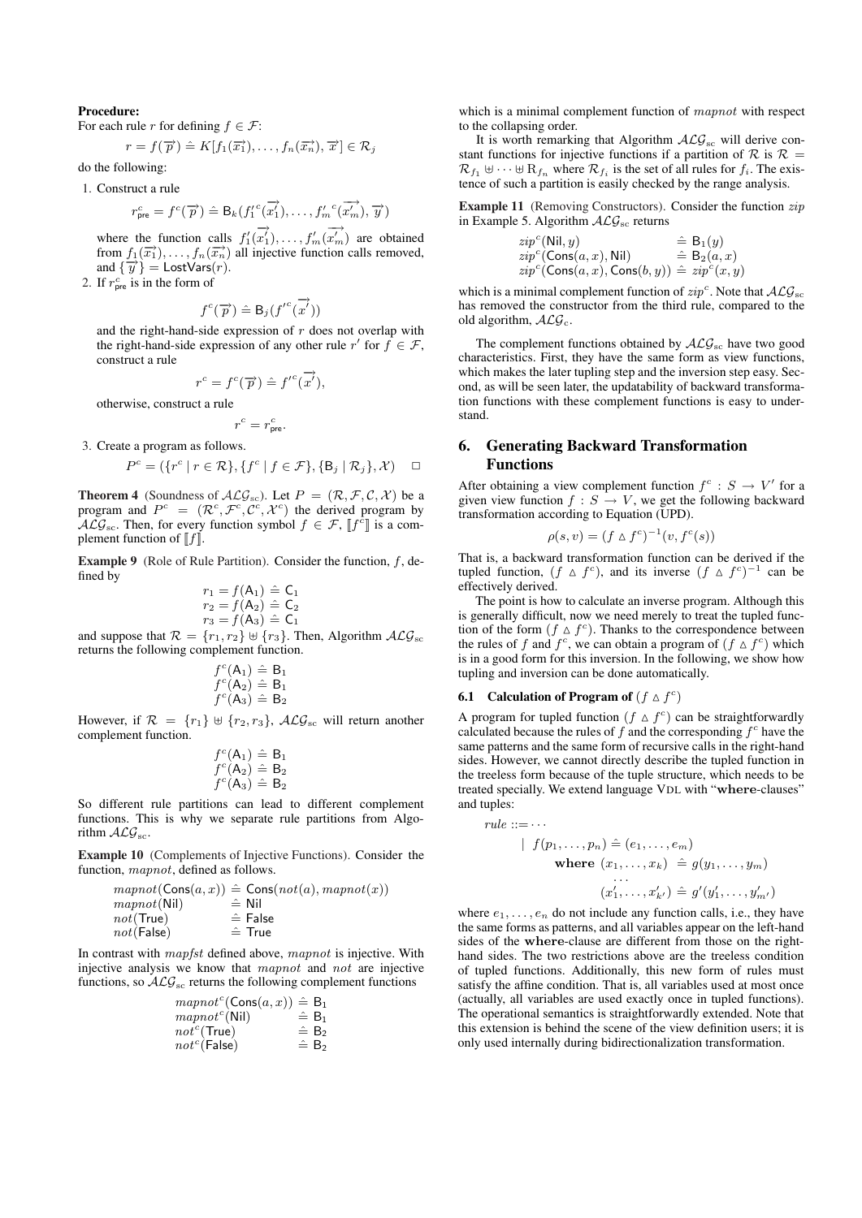**Procedure:**

For each rule $r$ for defining $f \in \mathcal{F}$:

$$r = f(\overrightarrow{p}) \doteq K[f_1(\overrightarrow{x_1}), \ldots, f_n(\overrightarrow{x_n}), \overrightarrow{x}] \in \mathcal{R}_j$$

do the following:

1. Construct a rule

$$r^c_{\mathsf{pre}} = f^c(\overrightarrow{p}) \doteq \mathsf{B}_k(f_1'^c(\overrightarrow{x_1'}), \ldots, f_m'^c(\overrightarrow{x_m'}), \overrightarrow{y})$$

where the function calls $f_1'(\overrightarrow{x_1'}), \ldots, f_m'(\overrightarrow{x_m'})$ are obtained from $f_1(\overrightarrow{x_1}), \ldots, f_n(\overrightarrow{x_n})$ all injective function calls removed, and $\{\overrightarrow{y}\} = \mathsf{LostVars}(r)$.

2. If $r^c_{\mathsf{pre}}$ is in the form of

$$f^c(\overrightarrow{p}) \doteq \mathsf{B}_j(f'^c(\overrightarrow{x'}))$$

and the right-hand-side expression of $r$ does not overlap with the right-hand-side expression of any other rule $r'$ for $f \in \mathcal{F}$, construct a rule

$$r^c = f^c(\overrightarrow{p}) \doteq f'^c(\overrightarrow{x'}),$$

otherwise, construct a rule

$$r^c = r^c_{\mathsf{pre}}.$$

3. Create a program as follows.

$$P^c = (\{r^c \mid r \in \mathcal{R}\}, \{f^c \mid f \in \mathcal{F}\}, \{\mathsf{B}_j \mid \mathcal{R}_j\}, \mathcal{X}) \quad \Box$$

**Theorem 4** (Soundness of $\mathcal{ALG}_{\mathrm{sc}}$). Let $P = (\mathcal{R}, \mathcal{F}, \mathcal{C}, \mathcal{X})$ be a program and $P^c = (\mathcal{R}^c, \mathcal{F}^c, \mathcal{C}^c, \mathcal{X}^c)$ the derived program by $\mathcal{ALG}_{\mathrm{sc}}$. Then, for every function symbol $f \in \mathcal{F}$, $[\![f^c]\!]$ is a complement function of $[\![f]\!]$.

**Example 9** (Role of Rule Partition). Consider the function, $f$, defined by

$$\begin{aligned} r_1 &= f(\mathsf{A}_1) \doteq \mathsf{C}_1 \\ r_2 &= f(\mathsf{A}_2) \doteq \mathsf{C}_2 \\ r_3 &= f(\mathsf{A}_3) \doteq \mathsf{C}_1 \end{aligned}$$

and suppose that $\mathcal{R} = \{r_1, r_2\} \uplus \{r_3\}$. Then, Algorithm $\mathcal{ALG}_{\mathrm{sc}}$ returns the following complement function.

$$\begin{aligned} f^c(\mathsf{A}_1) &\doteq \mathsf{B}_1 \\ f^c(\mathsf{A}_2) &\doteq \mathsf{B}_1 \\ f^c(\mathsf{A}_3) &\doteq \mathsf{B}_2 \end{aligned}$$

However, if $\mathcal{R} = \{r_1\} \uplus \{r_2, r_3\}$, $\mathcal{ALG}_{\mathrm{sc}}$ will return another complement function.

$$\begin{aligned} f^c(\mathsf{A}_1) &\doteq \mathsf{B}_1 \\ f^c(\mathsf{A}_2) &\doteq \mathsf{B}_2 \\ f^c(\mathsf{A}_3) &\doteq \mathsf{B}_2 \end{aligned}$$

So different rule partitions can lead to different complement functions. This is why we separate rule partitions from Algorithm $\mathcal{ALG}_{\mathrm{sc}}$.

**Example 10** (Complements of Injective Functions). Consider the function, $mapnot$, defined as follows.

$$\begin{aligned} mapnot(\mathsf{Cons}(a, x)) &\doteq \mathsf{Cons}(not(a), mapnot(x)) \\ mapnot(\mathsf{Nil}) &\doteq \mathsf{Nil} \\ not(\mathsf{True}) &\doteq \mathsf{False} \\ not(\mathsf{False}) &\doteq \mathsf{True} \end{aligned}$$

In contrast with $mapfst$ defined above, $mapnot$ is injective. With injective analysis we know that $mapnot$ and $not$ are injective functions, so $\mathcal{ALG}_{\mathrm{sc}}$ returns the following complement functions

$$\begin{aligned} mapnot^c(\mathsf{Cons}(a, x)) &\doteq \mathsf{B}_1 \\ mapnot^c(\mathsf{Nil}) &\doteq \mathsf{B}_1 \\ not^c(\mathsf{True}) &\doteq \mathsf{B}_2 \\ not^c(\mathsf{False}) &\doteq \mathsf{B}_2 \end{aligned}$$

which is a minimal complement function of $mapnot$ with respect to the collapsing order.

It is worth remarking that Algorithm $\mathcal{ALG}_{\mathrm{sc}}$ will derive constant functions for injective functions if a partition of $\mathcal{R}$ is $\mathcal{R} = \mathcal{R}_{f_1} \uplus \cdots \uplus \mathrm{R}_{f_n}$ where $\mathcal{R}_{f_i}$ is the set of all rules for $f_i$. The existence of such a partition is easily checked by the range analysis.

**Example 11** (Removing Constructors). Consider the function $zip$ in Example 5. Algorithm $\mathcal{ALG}_{\mathrm{sc}}$ returns

$$\begin{aligned} zip^c(\mathsf{Nil}, y) &\doteq \mathsf{B}_1(y) \\ zip^c(\mathsf{Cons}(a, x), \mathsf{Nil}) &\doteq \mathsf{B}_2(a, x) \\ zip^c(\mathsf{Cons}(a, x), \mathsf{Cons}(b, y)) &\doteq zip^c(x, y) \end{aligned}$$

which is a minimal complement function of $zip^c$. Note that $\mathcal{ALG}_{\mathrm{sc}}$ has removed the constructor from the third rule, compared to the old algorithm, $\mathcal{ALG}_{\mathrm{c}}$.

The complement functions obtained by $\mathcal{ALG}_{\mathrm{sc}}$ have two good characteristics. First, they have the same form as view functions, which makes the later tupling step and the inversion step easy. Second, as will be seen later, the updatability of backward transformation functions with these complement functions is easy to understand.

## 6. Generating Backward Transformation Functions

After obtaining a view complement function $f^c : S \to V'$ for a given view function $f : S \to V$, we get the following backward transformation according to Equation (UPD).

$$\rho(s, v) = (f \vartriangle f^c)^{-1}(v, f^c(s))$$

That is, a backward transformation function can be derived if the tupled function, $(f \vartriangle f^c)$, and its inverse $(f \vartriangle f^c)^{-1}$ can be effectively derived.

The point is how to calculate an inverse program. Although this is generally difficult, now we need merely to treat the tupled function of the form $(f \vartriangle f^c)$. Thanks to the correspondence between the rules of $f$ and $f^c$, we can obtain a program of $(f \vartriangle f^c)$ which is in a good form for this inversion. In the following, we show how tupling and inversion can be done automatically.

### 6.1 Calculation of Program of $(f \vartriangle f^c)$

A program for tupled function $(f \vartriangle f^c)$ can be straightforwardly calculated because the rules of $f$ and the corresponding $f^c$ have the same patterns and the same form of recursive calls in the right-hand sides. However, we cannot directly describe the tupled function in the treeless form because of the tuple structure, which needs to be treated specially. We extend language VDL with "**where**-clauses" and tuples:

$$\begin{aligned} rule ::= & \cdots \\ \mid\ & f(p_1, \ldots, p_n) \doteq (e_1, \ldots, e_m) \\ & \quad \textbf{where}\ (x_1, \ldots, x_k) \doteq g(y_1, \ldots, y_m) \\ & \quad\quad \cdots \\ & \quad\quad (x_1', \ldots, x_{k'}') \doteq g'(y_1', \ldots, y_{m'}') \end{aligned}$$

where $e_1, \ldots, e_n$ do not include any function calls, i.e., they have the same forms as patterns, and all variables appear on the left-hand sides of the **where**-clause are different from those on the right-hand sides. The two restrictions above are the treeless condition of tupled functions. Additionally, this new form of rules must satisfy the affine condition. That is, all variables used at most once (actually, all variables are used exactly once in tupled functions). The operational semantics is straightforwardly extended. Note that this extension is behind the scene of the view definition users; it is only used internally during bidirectionalization transformation.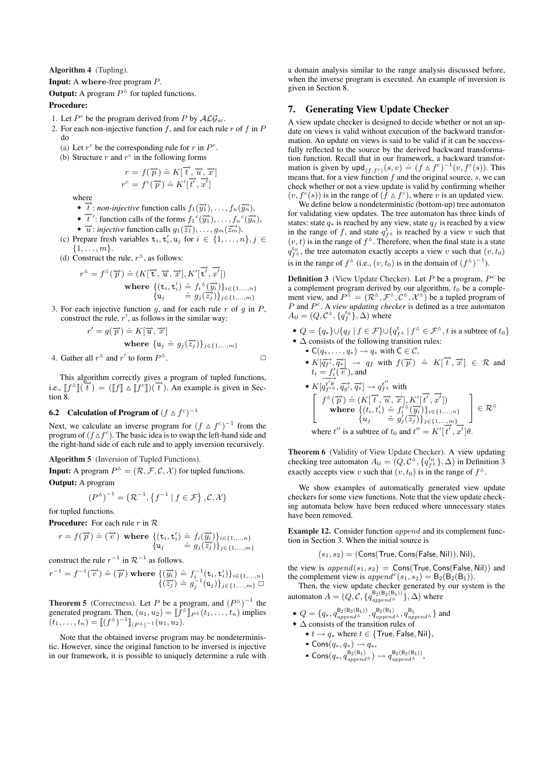**Algorithm 4** (Tupling).

**Input:** A **where**-free program $P$.

**Output:** A program $P^{\vartriangle}$ for tupled functions.

**Procedure:**

1. Let $P^c$ be the program derived from $P$ by $\mathcal{ALG}_{sc}$.
2. For each non-injective function $f$, and for each rule $r$ of $f$ in $P$ do
   (a) Let $r^c$ be the corresponding rule for $r$ in $P^c$.
   (b) Structure $r$ and $r^c$ in the following forms
   $$r = f(\overrightarrow{p}) \mathrel{\hat{=}} K[\overrightarrow{t}, \overrightarrow{u}, \overrightarrow{x}]$$
   $$r^c = f^c(\overrightarrow{p}) \mathrel{\hat{=}} K'[\overrightarrow{t'}, \overrightarrow{x'}]$$
   where
   - $\overrightarrow{t}$: *non-injective* function calls $f_1(\overrightarrow{y_1}), \ldots, f_n(\overrightarrow{y_n})$,
   - $\overrightarrow{t}'$: function calls of the forms $f_1{}^c(\overrightarrow{y_1}), \ldots, f_n{}^c(\overrightarrow{y_n})$,
   - $\overrightarrow{u}$: *injective* function calls $g_1(\overrightarrow{z_1}), \ldots, g_m(\overrightarrow{z_m})$.

   (c) Prepare fresh variables $\mathtt{t}_i, \mathtt{t}'_i, \mathtt{u}_j$ for $i \in \{1, \ldots, n\}, j \in \{1, \ldots, m\}$.
   (d) Construct the rule, $r^{\vartriangle}$, as follows:
   $$r^{\vartriangle} = f^{\vartriangle}(\overrightarrow{p}) \mathrel{\hat{=}} (K[\overrightarrow{\mathtt{t}}, \overrightarrow{\mathtt{u}}, \overrightarrow{x}], K'[\overrightarrow{\mathtt{t}'}, \overrightarrow{x'}])$$
   $$\textbf{where } \{(\mathtt{t}_i, \mathtt{t}'_i) \mathrel{\hat{=}} f_i{}^{\vartriangle}(\overrightarrow{y_i})\}_{i \in \{1,\ldots,n\}}$$
   $$\{\mathtt{u}_j \mathrel{\hat{=}} g_j(\overrightarrow{z_j})\}_{j \in \{1,\ldots,m\}}$$
3. For each injective function $g$, and for each rule $r$ of $g$ in $P$, construct the rule, $r'$, as follows in the similar way:
   $$r' = g(\overrightarrow{p}) \mathrel{\hat{=}} K[\overrightarrow{\mathtt{u}}, \overrightarrow{x}]$$
   $$\textbf{where } \{\mathtt{u}_j \mathrel{\hat{=}} g_j(\overrightarrow{z_j})\}_{j \in \{1,\ldots,m\}}$$
4. Gather all $r^{\vartriangle}$ and $r'$ to form $P^{\vartriangle}$. □

This algorithm correctly gives a program of tupled functions, i.e., $[\![f^{\vartriangle}]\!](\overrightarrow{t}) = ([\![f]\!] \vartriangle [\![f^c]\!])(\overrightarrow{t})$. An example is given in Section 8.

### 6.2 Calculation of Program of $(f \vartriangle f^c)^{-1}$

Next, we calculate an inverse program for $(f \vartriangle f^c)^{-1}$ from the program of $(f \vartriangle f^c)$. The basic idea is to swap the left-hand side and the right-hand side of each rule and to apply inversion recursively.

**Algorithm 5** (Inversion of Tupled Functions).

**Input:** A program $P^{\vartriangle} = (\mathcal{R}, \mathcal{F}, \mathcal{C}, \mathcal{X})$ for tupled functions.

**Output:** A program
$$(P^{\vartriangle})^{-1} = \left(\mathcal{R}^{-1}, \left\{f^{-1} \mid f \in \mathcal{F}\right\}, \mathcal{C}, \mathcal{X}\right)$$
for tupled functions.

**Procedure:** For each rule $r$ in $\mathcal{R}$
$$r = f(\overrightarrow{p}) \mathrel{\hat{=}} (\overrightarrow{e}) \textbf{ where } \begin{array}{l}\{(\mathtt{t}_i, \mathtt{t}'_i) \mathrel{\hat{=}} f_i(\overrightarrow{y_i})\}_{i \in \{1,\ldots,n\}} \\ \{\mathtt{u}_j \mathrel{\hat{=}} g_j(\overrightarrow{z_j})\}_{j \in \{1,\ldots,m\}}\end{array}$$
construct the rule $r^{-1}$ in $\mathcal{R}^{-1}$ as follows.
$$r^{-1} = f^{-1}(\overrightarrow{e}) \mathrel{\hat{=}} (\overrightarrow{p}) \textbf{ where } \begin{array}{l}\{(\overrightarrow{y_i}) \mathrel{\hat{=}} f_i^{-1}(\mathtt{t}_i, \mathtt{t}'_i)\}_{i \in \{1,\ldots,n\}} \\ \{(\overrightarrow{z_j}) \mathrel{\hat{=}} g_j^{-1}(\mathtt{u}_j)\}_{j \in \{1,\ldots,m\}}\end{array} \square$$

**Theorem 5** (Correctness). Let $P$ be a program, and $(P^{\vartriangle})^{-1}$ the generated program. Then, $(u_1, u_2) = [\![f^{\vartriangle}]\!]_{P^{\vartriangle}}(t_1, \ldots, t_n)$ implies $(t_1, \ldots, t_n) = [\![(f^{\vartriangle})^{-1}]\!]_{(P^{\vartriangle})^{-1}}(u_1, u_2)$.

Note that the obtained inverse program may be nondeterministic. However, since the original function to be inversed is injective in our framework, it is possible to uniquely determine a rule with a domain analysis similar to the range analysis discussed before, when the inverse program is executed. An example of inversion is given in Section 8.

## 7. Generating View Update Checker

A view update checker is designed to decide whether or not an update on views is valid without execution of the backward transformation. An update on views is said to be valid if it can be successfully reflected to the source by the derived backward transformation function. Recall that in our framework, a backward transformation is given by $\mathsf{upd}_{\langle f, f^c \rangle}(s, v) \mathrel{\hat{=}} (f \vartriangle f^c)^{-1}(v, f^c(s))$. This means that, for a view function $f$ and the original source, $s$, we can check whether or not a view update is valid by confirming whether $(v, f^c(s))$ is in the range of $(f \vartriangle f^c)$, where $v$ is an updated view.

We define below a nondeterministic (bottom-up) tree automaton for validating view updates. The tree automaton has three kinds of states: state $q_*$ is reached by any view, state $q_f$ is reached by a view in the range of $f$, and state $q^t_{f^{\vartriangle}}$ is reached by a view $v$ such that $(v, t)$ is in the range of $f^{\vartriangle}$. Therefore, when the final state is a state $q^{t_0}_{f^{\vartriangle}}$, the tree automaton exactly accepts a view $v$ such that $(v, t_0)$ is in the range of $f^{\vartriangle}$ (i.e., $(v, t_0)$ is in the domain of $(f^{\vartriangle})^{-1}$).

**Definition 3** (View Update Checker). Let $P$ be a program, $P^c$ be a complement program derived by our algorithm, $t_0$ be a complement view, and $P^{\vartriangle} = (\mathcal{R}^{\vartriangle}, \mathcal{F}^{\vartriangle}, \mathcal{C}^{\vartriangle}, \mathcal{X}^{\vartriangle})$ be a tupled program of $P$ and $P^c$. A *view updating checker* is defined as a tree automaton $A_{\mathsf{U}} = (Q, \mathcal{C}^{\vartriangle}, \{q^{t_0}_f\}, \Delta)$ where

- $Q = \{q_*\} \cup \{q_f \mid f \in \mathcal{F}\} \cup \{q^t_{f^{\vartriangle}} \mid f^{\vartriangle} \in \mathcal{F}^{\vartriangle}, t \text{ is a subtree of } t_0\}$
- $\Delta$ consists of the following transition rules:
  - $\mathsf{C}(q_*, \ldots, q_*) \to q_*$ with $\mathsf{C} \in \mathcal{C}$,
  - $K[\overrightarrow{q_{f'}}, \overrightarrow{q_*}] \to q_f$ with $f(\overrightarrow{p}) \mathrel{\hat{=}} K[\overrightarrow{t}, \overrightarrow{x}] \in \mathcal{R}$ and $t_i = f'_i(\overrightarrow{e})$, and
  - $K[\overrightarrow{q^{t'\theta}_{f'^{\vartriangle}}}, \overrightarrow{q_{g'}}, \overrightarrow{q_*}] \to q^{t''}_{f^{\vartriangle}}$ with
  $$\left[\begin{array}{l} f^{\vartriangle}(\overrightarrow{p}) \mathrel{\hat{=}} (K[\overrightarrow{t}, \overrightarrow{u}, \overrightarrow{x}], K'[\overrightarrow{t'}, \overrightarrow{x'}]) \\ \quad \textbf{where } \{(t_i, t'_i) \mathrel{\hat{=}} f'^{\vartriangle}_i(\overrightarrow{y_i})\}_{i \in \{1,\ldots,n\}} \\ \qquad\qquad \{u_j \mathrel{\hat{=}} g'_j(\overrightarrow{z_j})\}_{j \in \{1,\ldots,m\}} \end{array}\right] \in \mathcal{R}^{\vartriangle}$$
  where $t''$ is a subtree of $t_0$ and $t'' = K'[\overrightarrow{t'}, \overrightarrow{x'}]\theta$.

**Theorem 6** (Validity of View Update Checker). A view updating checking tree automaton $A_{\mathsf{U}} = (Q, \mathcal{C}^{\vartriangle}, \{q^{t_0}_{f^{\vartriangle}}\}, \Delta)$ in Definition 3 exactly accepts view $v$ such that $(v, t_0)$ is in the range of $f^{\vartriangle}$.

We show examples of automatically generated view update checkers for some view functions. Note that the view update checking automata below have been reduced where unnecessary states have been removed.

**Example 12.** Consider function *append* and its complement function in Section 3. When the initial source is
$$(s_1, s_2) = (\mathsf{Cons}(\mathsf{True}, \mathsf{Cons}(\mathsf{False}, \mathsf{Nil})), \mathsf{Nil}),$$
the view is $append(s_1, s_2) = \mathsf{Cons}(\mathsf{True}, \mathsf{Cons}(\mathsf{False}, \mathsf{Nil}))$ and the complement view is $append^c(s_1, s_2) = \mathsf{B}_2(\mathsf{B}_2(\mathsf{B}_1))$.

Then, the view update checker generated by our system is the automaton $A = (Q, \mathcal{C}, \{q^{\mathsf{B}_2(\mathsf{B}_2(\mathsf{B}_1))}_{append^{\vartriangle}}\}, \Delta)$ where

- $Q = \{q_*, q^{\mathsf{B}_2(\mathsf{B}_2(\mathsf{B}_1))}_{append^{\vartriangle}}, q^{\mathsf{B}_2(\mathsf{B}_1)}_{append^{\vartriangle}}, q^{\mathsf{B}_1}_{append^{\vartriangle}}\}$ and
- $\Delta$ consists of the transition rules of
  - $t \to q_*$ where $t \in \{\mathsf{True}, \mathsf{False}, \mathsf{Nil}\}$,
  - $\mathsf{Cons}(q_*, q_*) \to q_*$,
  - $\mathsf{Cons}(q_*, q^{\mathsf{B}_2(\mathsf{B}_1)}_{append^{\vartriangle}}) \to q^{\mathsf{B}_2(\mathsf{B}_2(\mathsf{B}_1))}_{append^{\vartriangle}}$,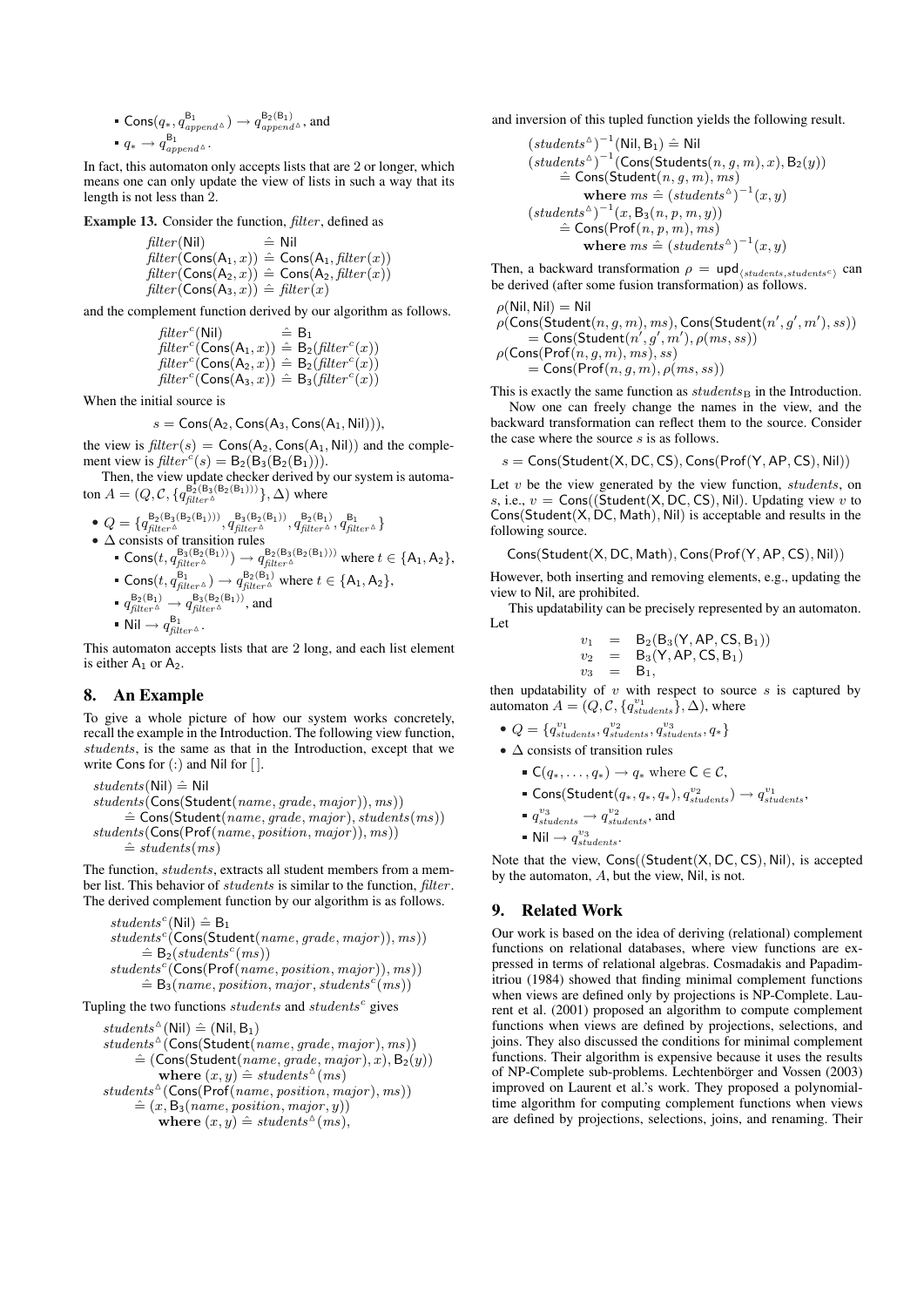- $\mathsf{Cons}(q_*, q^{\mathsf{B}_1}_{append^\vartriangle}) \rightarrow q^{\mathsf{B}_2(\mathsf{B}_1)}_{append^\vartriangle}$, and
- $q_* \rightarrow q^{\mathsf{B}_1}_{append^\vartriangle}$.

In fact, this automaton only accepts lists that are 2 or longer, which means one can only update the view of lists in such a way that its length is not less than 2.

**Example 13.** Consider the function, *filter*, defined as

$$
\begin{array}{lcl}
filter(\mathsf{Nil}) & \hat{=} & \mathsf{Nil} \\
filter(\mathsf{Cons}(\mathsf{A}_1, x)) & \hat{=} & \mathsf{Cons}(\mathsf{A}_1, filter(x)) \\
filter(\mathsf{Cons}(\mathsf{A}_2, x)) & \hat{=} & \mathsf{Cons}(\mathsf{A}_2, filter(x)) \\
filter(\mathsf{Cons}(\mathsf{A}_3, x)) & \hat{=} & filter(x)
\end{array}
$$

and the complement function derived by our algorithm as follows.

$$
\begin{array}{lcl}
filter^c(\mathsf{Nil}) & \hat{=} & \mathsf{B}_1 \\
filter^c(\mathsf{Cons}(\mathsf{A}_1, x)) & \hat{=} & \mathsf{B}_2(filter^c(x)) \\
filter^c(\mathsf{Cons}(\mathsf{A}_2, x)) & \hat{=} & \mathsf{B}_2(filter^c(x)) \\
filter^c(\mathsf{Cons}(\mathsf{A}_3, x)) & \hat{=} & \mathsf{B}_3(filter^c(x))
\end{array}
$$

When the initial source is

$$s = \mathsf{Cons}(\mathsf{A}_2, \mathsf{Cons}(\mathsf{A}_3, \mathsf{Cons}(\mathsf{A}_1, \mathsf{Nil}))),$$

the view is $filter(s) = \mathsf{Cons}(\mathsf{A}_2, \mathsf{Cons}(\mathsf{A}_1, \mathsf{Nil}))$ and the complement view is $filter^c(s) = \mathsf{B}_2(\mathsf{B}_3(\mathsf{B}_2(\mathsf{B}_1)))$.

Then, the view update checker derived by our system is automaton $A = (Q, \mathcal{C}, \{q^{\mathsf{B}_2(\mathsf{B}_3(\mathsf{B}_2(\mathsf{B}_1)))}_{filter^\vartriangle}\}, \Delta)$ where

- $Q = \{q^{\mathsf{B}_2(\mathsf{B}_3(\mathsf{B}_2(\mathsf{B}_1)))}_{filter^\vartriangle}, q^{\mathsf{B}_3(\mathsf{B}_2(\mathsf{B}_1))}_{filter^\vartriangle}, q^{\mathsf{B}_2(\mathsf{B}_1)}_{filter^\vartriangle}, q^{\mathsf{B}_1}_{filter^\vartriangle}\}$
- $\Delta$ consists of transition rules
  - $\mathsf{Cons}(t, q^{\mathsf{B}_3(\mathsf{B}_2(\mathsf{B}_1))}_{filter^\vartriangle}) \rightarrow q^{\mathsf{B}_2(\mathsf{B}_3(\mathsf{B}_2(\mathsf{B}_1)))}_{filter^\vartriangle}$ where $t \in \{\mathsf{A}_1, \mathsf{A}_2\}$,
  - $\mathsf{Cons}(t, q^{\mathsf{B}_1}_{filter^\vartriangle}) \rightarrow q^{\mathsf{B}_2(\mathsf{B}_1)}_{filter^\vartriangle}$ where $t \in \{\mathsf{A}_1, \mathsf{A}_2\}$,
  - $q^{\mathsf{B}_2(\mathsf{B}_1)}_{filter^\vartriangle} \rightarrow q^{\mathsf{B}_3(\mathsf{B}_2(\mathsf{B}_1))}_{filter^\vartriangle}$, and
  - $\mathsf{Nil} \rightarrow q^{\mathsf{B}_1}_{filter^\vartriangle}$.

This automaton accepts lists that are 2 long, and each list element is either $\mathsf{A}_1$ or $\mathsf{A}_2$.

## 8. An Example

To give a whole picture of how our system works concretely, recall the example in the Introduction. The following view function, *students*, is the same as that in the Introduction, except that we write Cons for (:) and Nil for [].

$$
\begin{array}{l}
students(\mathsf{Nil}) \hat{=} \mathsf{Nil} \\
students(\mathsf{Cons}(\mathsf{Student}(name, grade, major)), ms)) \\
\quad \hat{=} \mathsf{Cons}(\mathsf{Student}(name, grade, major), students(ms)) \\
students(\mathsf{Cons}(\mathsf{Prof}(name, position, major)), ms)) \\
\quad \hat{=} students(ms)
\end{array}
$$

The function, *students*, extracts all student members from a member list. This behavior of *students* is similar to the function, *filter*. The derived complement function by our algorithm is as follows.

$$
\begin{array}{l}
students^c(\mathsf{Nil}) \hat{=} \mathsf{B}_1 \\
students^c(\mathsf{Cons}(\mathsf{Student}(name, grade, major)), ms)) \\
\quad \hat{=} \mathsf{B}_2(students^c(ms)) \\
students^c(\mathsf{Cons}(\mathsf{Prof}(name, position, major)), ms)) \\
\quad \hat{=} \mathsf{B}_3(name, position, major, students^c(ms))
\end{array}
$$

Tupling the two functions *students* and $students^c$ gives

$$
\begin{array}{l}
students^\vartriangle(\mathsf{Nil}) \hat{=} (\mathsf{Nil}, \mathsf{B}_1) \\
students^\vartriangle(\mathsf{Cons}(\mathsf{Student}(name, grade, major), ms)) \\
\quad \hat{=} (\mathsf{Cons}(\mathsf{Student}(name, grade, major), x), \mathsf{B}_2(y)) \\
\qquad \textbf{where } (x, y) \hat{=} students^\vartriangle(ms) \\
students^\vartriangle(\mathsf{Cons}(\mathsf{Prof}(name, position, major)), ms)) \\
\quad \hat{=} (x, \mathsf{B}_3(name, position, major, y)) \\
\qquad \textbf{where } (x, y) \hat{=} students^\vartriangle(ms),
\end{array}
$$

and inversion of this tupled function yields the following result.

$$
\begin{array}{l}
(students^\vartriangle)^{-1}(\mathsf{Nil}, \mathsf{B}_1) \hat{=} \mathsf{Nil} \\
(students^\vartriangle)^{-1}(\mathsf{Cons}(\mathsf{Students}(n, g, m), x), \mathsf{B}_2(y)) \\
\quad \hat{=} \mathsf{Cons}(\mathsf{Student}(n, g, m), ms) \\
\qquad \textbf{where } ms \hat{=} (students^\vartriangle)^{-1}(x, y) \\
(students^\vartriangle)^{-1}(x, \mathsf{B}_3(n, p, m, y)) \\
\quad \hat{=} \mathsf{Cons}(\mathsf{Prof}(n, p, m), ms) \\
\qquad \textbf{where } ms \hat{=} (students^\vartriangle)^{-1}(x, y)
\end{array}
$$

Then, a backward transformation $\rho = \mathsf{upd}_{\langle students, students^c \rangle}$ can be derived (after some fusion transformation) as follows.

$$
\begin{array}{l}
\rho(\mathsf{Nil}, \mathsf{Nil}) = \mathsf{Nil} \\
\rho(\mathsf{Cons}(\mathsf{Student}(n, g, m), ms), \mathsf{Cons}(\mathsf{Student}(n', g', m'), ss)) \\
\quad = \mathsf{Cons}(\mathsf{Student}(n', g', m'), \rho(ms, ss)) \\
\rho(\mathsf{Cons}(\mathsf{Prof}(n, g, m), ms), ss) \\
\quad = \mathsf{Cons}(\mathsf{Prof}(n, g, m), \rho(ms, ss))
\end{array}
$$

This is exactly the same function as $students_{\mathrm{B}}$ in the Introduction.

Now one can freely change the names in the view, and the backward transformation can reflect them to the source. Consider the case where the source $s$ is as follows.

$$s = \mathsf{Cons}(\mathsf{Student}(\mathsf{X}, \mathsf{DC}, \mathsf{CS}), \mathsf{Cons}(\mathsf{Prof}(\mathsf{Y}, \mathsf{AP}, \mathsf{CS}), \mathsf{Nil}))$$

Let $v$ be the view generated by the view function, *students*, on $s$, i.e., $v = \mathsf{Cons}((\mathsf{Student}(\mathsf{X}, \mathsf{DC}, \mathsf{CS}), \mathsf{Nil})$. Updating view $v$ to $\mathsf{Cons}(\mathsf{Student}(\mathsf{X}, \mathsf{DC}, \mathsf{Math}), \mathsf{Nil})$ is acceptable and results in the following source.

$$\mathsf{Cons}(\mathsf{Student}(\mathsf{X}, \mathsf{DC}, \mathsf{Math}), \mathsf{Cons}(\mathsf{Prof}(\mathsf{Y}, \mathsf{AP}, \mathsf{CS}), \mathsf{Nil}))$$

However, both inserting and removing elements, e.g., updating the view to Nil, are prohibited.

This updatability can be precisely represented by an automaton. Let

$$
\begin{array}{lcl}
v_1 & = & \mathsf{B}_2(\mathsf{B}_3(\mathsf{Y}, \mathsf{AP}, \mathsf{CS}, \mathsf{B}_1)) \\
v_2 & = & \mathsf{B}_3(\mathsf{Y}, \mathsf{AP}, \mathsf{CS}, \mathsf{B}_1) \\
v_3 & = & \mathsf{B}_1,
\end{array}
$$

then updatability of $v$ with respect to source $s$ is captured by automaton $A = (Q, \mathcal{C}, \{q^{v_1}_{students}\}, \Delta)$, where

- $Q = \{q^{v_1}_{students}, q^{v_2}_{students}, q^{v_3}_{students}, q_*\}$
- $\Delta$ consists of transition rules
  - $\mathsf{C}(q_*, \ldots, q_*) \rightarrow q_*$ where $\mathsf{C} \in \mathcal{C}$,
  - $\mathsf{Cons}(\mathsf{Student}(q_*, q_*, q_*), q^{v_2}_{students}) \rightarrow q^{v_1}_{students}$,
  - $q^{v_3}_{students} \rightarrow q^{v_2}_{students}$, and
  - $\mathsf{Nil} \rightarrow q^{v_3}_{students}$.

Note that the view, $\mathsf{Cons}((\mathsf{Student}(\mathsf{X}, \mathsf{DC}, \mathsf{CS}), \mathsf{Nil})$, is accepted by the automaton, $A$, but the view, Nil, is not.

## 9. Related Work

Our work is based on the idea of deriving (relational) complement functions on relational databases, where view functions are expressed in terms of relational algebras. Cosmadakis and Papadimitriou (1984) showed that finding minimal complement functions when views are defined only by projections is NP-Complete. Laurent et al. (2001) proposed an algorithm to compute complement functions when views are defined by projections, selections, and joins. They also discussed the conditions for minimal complement functions. Their algorithm is expensive because it uses the results of NP-Complete sub-problems. Lechtenbörger and Vossen (2003) improved on Laurent et al.'s work. They proposed a polynomial-time algorithm for computing complement functions when views are defined by projections, selections, joins, and renaming. Their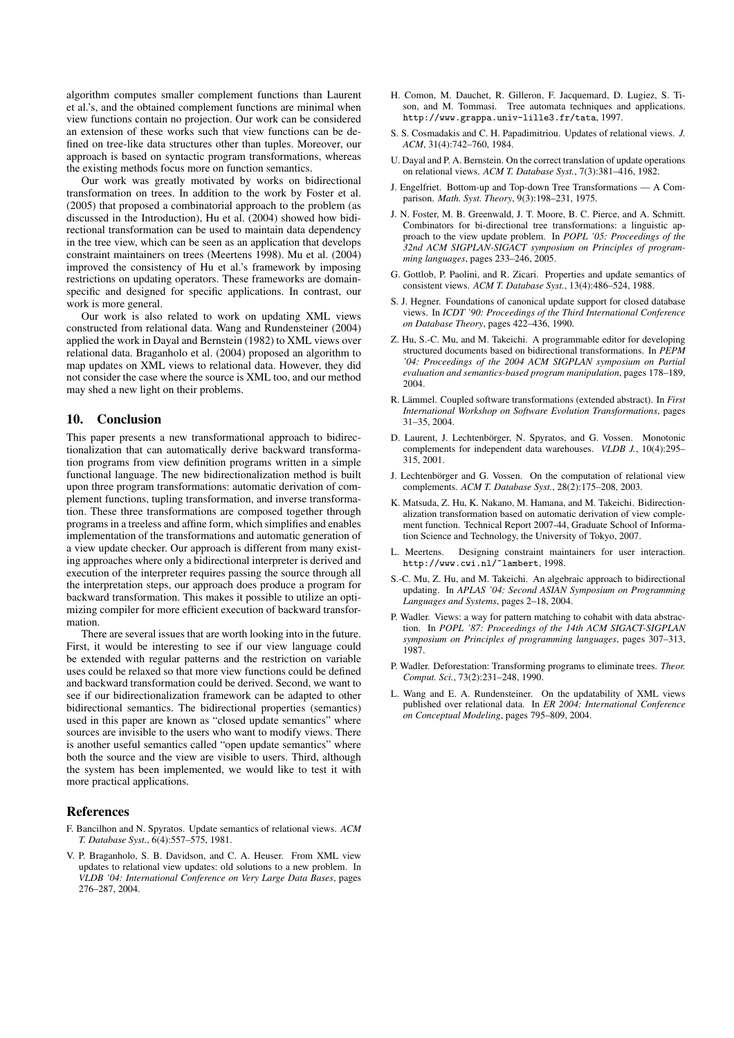algorithm computes smaller complement functions than Laurent et al.'s, and the obtained complement functions are minimal when view functions contain no projection. Our work can be considered an extension of these works such that view functions can be defined on tree-like data structures other than tuples. Moreover, our approach is based on syntactic program transformations, whereas the existing methods focus more on function semantics.

Our work was greatly motivated by works on bidirectional transformation on trees. In addition to the work by Foster et al. (2005) that proposed a combinatorial approach to the problem (as discussed in the Introduction), Hu et al. (2004) showed how bidirectional transformation can be used to maintain data dependency in the tree view, which can be seen as an application that develops constraint maintainers on trees (Meertens 1998). Mu et al. (2004) improved the consistency of Hu et al.'s framework by imposing restrictions on updating operators. These frameworks are domain-specific and designed for specific applications. In contrast, our work is more general.

Our work is also related to work on updating XML views constructed from relational data. Wang and Rundensteiner (2004) applied the work in Dayal and Bernstein (1982) to XML views over relational data. Braganholo et al. (2004) proposed an algorithm to map updates on XML views to relational data. However, they did not consider the case where the source is XML too, and our method may shed a new light on their problems.

## 10. Conclusion

This paper presents a new transformational approach to bidirectionalization that can automatically derive backward transformation programs from view definition programs written in a simple functional language. The new bidirectionalization method is built upon three program transformations: automatic derivation of complement functions, tupling transformation, and inverse transformation. These three transformations are composed together through programs in a treeless and affine form, which simplifies and enables implementation of the transformations and automatic generation of a view update checker. Our approach is different from many existing approaches where only a bidirectional interpreter is derived and execution of the interpreter requires passing the source through all the interpretation steps, our approach does produce a program for backward transformation. This makes it possible to utilize an optimizing compiler for more efficient execution of backward transformation.

There are several issues that are worth looking into in the future. First, it would be interesting to see if our view language could be extended with regular patterns and the restriction on variable uses could be relaxed so that more view functions could be defined and backward transformation could be derived. Second, we want to see if our bidirectionalization framework can be adapted to other bidirectional semantics. The bidirectional properties (semantics) used in this paper are known as "closed update semantics" where sources are invisible to the users who want to modify views. There is another useful semantics called "open update semantics" where both the source and the view are visible to users. Third, although the system has been implemented, we would like to test it with more practical applications.

## References

F. Bancilhon and N. Spyratos. Update semantics of relational views. *ACM T. Database Syst.*, 6(4):557–575, 1981.

V. P. Braganholo, S. B. Davidson, and C. A. Heuser. From XML view updates to relational view updates: old solutions to a new problem. In *VLDB '04: International Conference on Very Large Data Bases*, pages 276–287, 2004.

H. Comon, M. Dauchet, R. Gilleron, F. Jacquemard, D. Lugiez, S. Tison, and M. Tommasi. Tree automata techniques and applications. http://www.grappa.univ-lille3.fr/tata, 1997.

S. S. Cosmadakis and C. H. Papadimitriou. Updates of relational views. *J. ACM*, 31(4):742–760, 1984.

U. Dayal and P. A. Bernstein. On the correct translation of update operations on relational views. *ACM T. Database Syst.*, 7(3):381–416, 1982.

J. Engelfriet. Bottom-up and Top-down Tree Transformations — A Comparison. *Math. Syst. Theory*, 9(3):198–231, 1975.

J. N. Foster, M. B. Greenwald, J. T. Moore, B. C. Pierce, and A. Schmitt. Combinators for bi-directional tree transformations: a linguistic approach to the view update problem. In *POPL '05: Proceedings of the 32nd ACM SIGPLAN-SIGACT symposium on Principles of programming languages*, pages 233–246, 2005.

G. Gottlob, P. Paolini, and R. Zicari. Properties and update semantics of consistent views. *ACM T. Database Syst.*, 13(4):486–524, 1988.

S. J. Hegner. Foundations of canonical update support for closed database views. In *ICDT '90: Proceedings of the Third International Conference on Database Theory*, pages 422–436, 1990.

Z. Hu, S.-C. Mu, and M. Takeichi. A programmable editor for developing structured documents based on bidirectional transformations. In *PEPM '04: Proceedings of the 2004 ACM SIGPLAN symposium on Partial evaluation and semantics-based program manipulation*, pages 178–189, 2004.

R. Lämmel. Coupled software transformations (extended abstract). In *First International Workshop on Software Evolution Transformations*, pages 31–35, 2004.

D. Laurent, J. Lechtenbörger, N. Spyratos, and G. Vossen. Monotonic complements for independent data warehouses. *VLDB J.*, 10(4):295–315, 2001.

J. Lechtenbörger and G. Vossen. On the computation of relational view complements. *ACM T. Database Syst.*, 28(2):175–208, 2003.

K. Matsuda, Z. Hu, K. Nakano, M. Hamana, and M. Takeichi. Bidirectionalization transformation based on automatic derivation of view complement function. Technical Report 2007-44, Graduate School of Information Science and Technology, the University of Tokyo, 2007.

L. Meertens. Designing constraint maintainers for user interaction. http://www.cwi.nl/~lambert, 1998.

S.-C. Mu, Z. Hu, and M. Takeichi. An algebraic approach to bidirectional updating. In *APLAS '04: Second ASIAN Symposium on Programming Languages and Systems*, pages 2–18, 2004.

P. Wadler. Views: a way for pattern matching to cohabit with data abstraction. In *POPL '87: Proceedings of the 14th ACM SIGACT-SIGPLAN symposium on Principles of programming languages*, pages 307–313, 1987.

P. Wadler. Deforestation: Transforming programs to eliminate trees. *Theor. Comput. Sci.*, 73(2):231–248, 1990.

L. Wang and E. A. Rundensteiner. On the updatability of XML views published over relational data. In *ER 2004: International Conference on Conceptual Modeling*, pages 795–809, 2004.